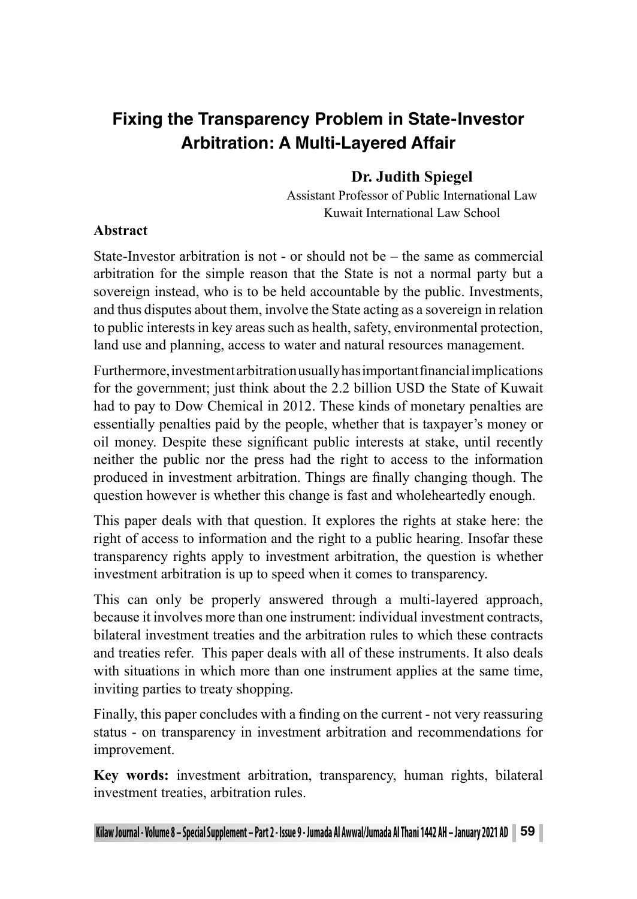# Fixing the Transparency Problem in State-Investor Arbitration: A Multi-Layered Affair

**Dr. Judith Spiegel**

Assistant Professor of Public International Law
Kuwait International Law School

**Abstract**

State-Investor arbitration is not - or should not be – the same as commercial arbitration for the simple reason that the State is not a normal party but a sovereign instead, who is to be held accountable by the public. Investments, and thus disputes about them, involve the State acting as a sovereign in relation to public interests in key areas such as health, safety, environmental protection, land use and planning, access to water and natural resources management.

Furthermore, investment arbitration usually has important financial implications for the government; just think about the 2.2 billion USD the State of Kuwait had to pay to Dow Chemical in 2012. These kinds of monetary penalties are essentially penalties paid by the people, whether that is taxpayer's money or oil money. Despite these significant public interests at stake, until recently neither the public nor the press had the right to access to the information produced in investment arbitration. Things are finally changing though. The question however is whether this change is fast and wholeheartedly enough.

This paper deals with that question. It explores the rights at stake here: the right of access to information and the right to a public hearing. Insofar these transparency rights apply to investment arbitration, the question is whether investment arbitration is up to speed when it comes to transparency.

This can only be properly answered through a multi-layered approach, because it involves more than one instrument: individual investment contracts, bilateral investment treaties and the arbitration rules to which these contracts and treaties refer. This paper deals with all of these instruments. It also deals with situations in which more than one instrument applies at the same time, inviting parties to treaty shopping.

Finally, this paper concludes with a finding on the current - not very reassuring status - on transparency in investment arbitration and recommendations for improvement.

**Key words:** investment arbitration, transparency, human rights, bilateral investment treaties, arbitration rules.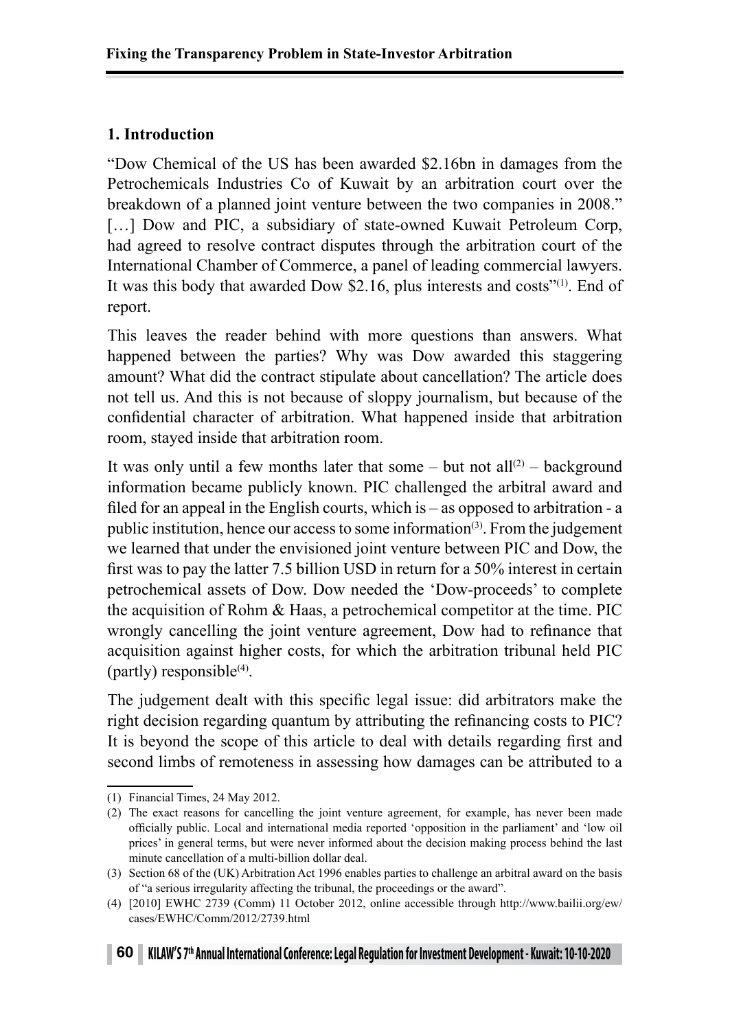## 1. Introduction

"Dow Chemical of the US has been awarded $2.16bn in damages from the Petrochemicals Industries Co of Kuwait by an arbitration court over the breakdown of a planned joint venture between the two companies in 2008." […] Dow and PIC, a subsidiary of state-owned Kuwait Petroleum Corp, had agreed to resolve contract disputes through the arbitration court of the International Chamber of Commerce, a panel of leading commercial lawyers. It was this body that awarded Dow $2.16, plus interests and costs"[1]. End of report.

This leaves the reader behind with more questions than answers. What happened between the parties? Why was Dow awarded this staggering amount? What did the contract stipulate about cancellation? The article does not tell us. And this is not because of sloppy journalism, but because of the confidential character of arbitration. What happened inside that arbitration room, stayed inside that arbitration room.

It was only until a few months later that some – but not all[2] – background information became publicly known. PIC challenged the arbitral award and filed for an appeal in the English courts, which is – as opposed to arbitration - a public institution, hence our access to some information[3]. From the judgement we learned that under the envisioned joint venture between PIC and Dow, the first was to pay the latter 7.5 billion USD in return for a 50% interest in certain petrochemical assets of Dow. Dow needed the 'Dow-proceeds' to complete the acquisition of Rohm & Haas, a petrochemical competitor at the time. PIC wrongly cancelling the joint venture agreement, Dow had to refinance that acquisition against higher costs, for which the arbitration tribunal held PIC (partly) responsible[4].

The judgement dealt with this specific legal issue: did arbitrators make the right decision regarding quantum by attributing the refinancing costs to PIC? It is beyond the scope of this article to deal with details regarding first and second limbs of remoteness in assessing how damages can be attributed to a

(1) Financial Times, 24 May 2012.

(2) The exact reasons for cancelling the joint venture agreement, for example, has never been made officially public. Local and international media reported 'opposition in the parliament' and 'low oil prices' in general terms, but were never informed about the decision making process behind the last minute cancellation of a multi-billion dollar deal.

(3) Section 68 of the (UK) Arbitration Act 1996 enables parties to challenge an arbitral award on the basis of "a serious irregularity affecting the tribunal, the proceedings or the award".

(4) [2010] EWHC 2739 (Comm) 11 October 2012, online accessible through http://www.bailii.org/ew/cases/EWHC/Comm/2012/2739.html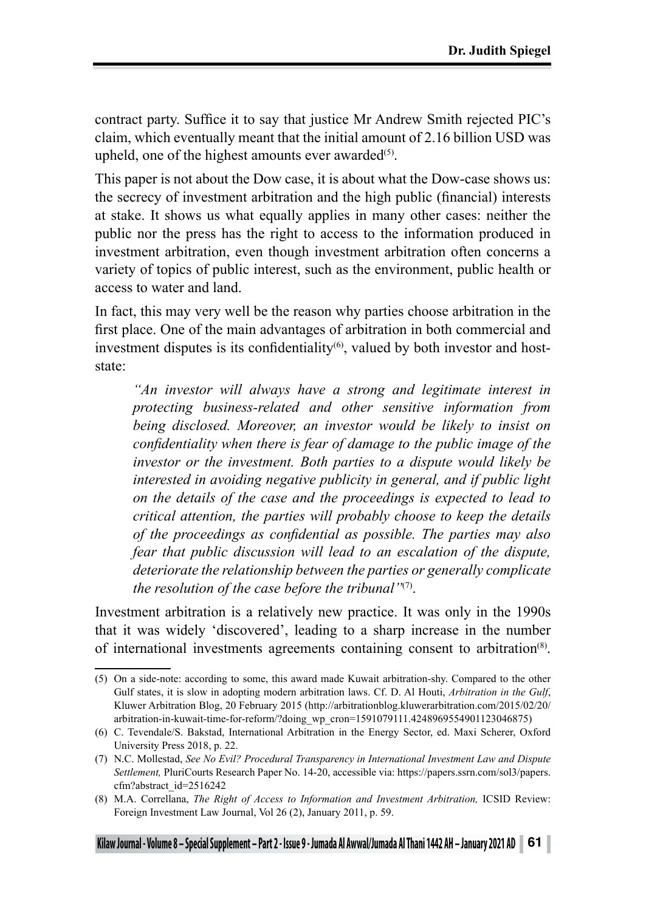contract party. Suffice it to say that justice Mr Andrew Smith rejected PIC's claim, which eventually meant that the initial amount of 2.16 billion USD was upheld, one of the highest amounts ever awarded[5].

This paper is not about the Dow case, it is about what the Dow-case shows us: the secrecy of investment arbitration and the high public (financial) interests at stake. It shows us what equally applies in many other cases: neither the public nor the press has the right to access to the information produced in investment arbitration, even though investment arbitration often concerns a variety of topics of public interest, such as the environment, public health or access to water and land.

In fact, this may very well be the reason why parties choose arbitration in the first place. One of the main advantages of arbitration in both commercial and investment disputes is its confidentiality[6], valued by both investor and host-state:

> *"An investor will always have a strong and legitimate interest in protecting business-related and other sensitive information from being disclosed. Moreover, an investor would be likely to insist on confidentiality when there is fear of damage to the public image of the investor or the investment. Both parties to a dispute would likely be interested in avoiding negative publicity in general, and if public light on the details of the case and the proceedings is expected to lead to critical attention, the parties will probably choose to keep the details of the proceedings as confidential as possible. The parties may also fear that public discussion will lead to an escalation of the dispute, deteriorate the relationship between the parties or generally complicate the resolution of the case before the tribunal"*[7].

Investment arbitration is a relatively new practice. It was only in the 1990s that it was widely 'discovered', leading to a sharp increase in the number of international investments agreements containing consent to arbitration[8].

---

(5) On a side-note: according to some, this award made Kuwait arbitration-shy. Compared to the other Gulf states, it is slow in adopting modern arbitration laws. Cf. D. Al Houti, *Arbitration in the Gulf*, Kluwer Arbitration Blog, 20 February 2015 (http://arbitrationblog.kluwerarbitration.com/2015/02/20/arbitration-in-kuwait-time-for-reform/?doing_wp_cron=1591079111.4248969554901123046875)

(6) C. Tevendale/S. Bakstad, International Arbitration in the Energy Sector, ed. Maxi Scherer, Oxford University Press 2018, p. 22.

(7) N.C. Mollestad, *See No Evil? Procedural Transparency in International Investment Law and Dispute Settlement,* PluriCourts Research Paper No. 14-20, accessible via: https://papers.ssrn.com/sol3/papers.cfm?abstract_id=2516242

(8) M.A. Correllana, *The Right of Access to Information and Investment Arbitration,* ICSID Review: Foreign Investment Law Journal, Vol 26 (2), January 2011, p. 59.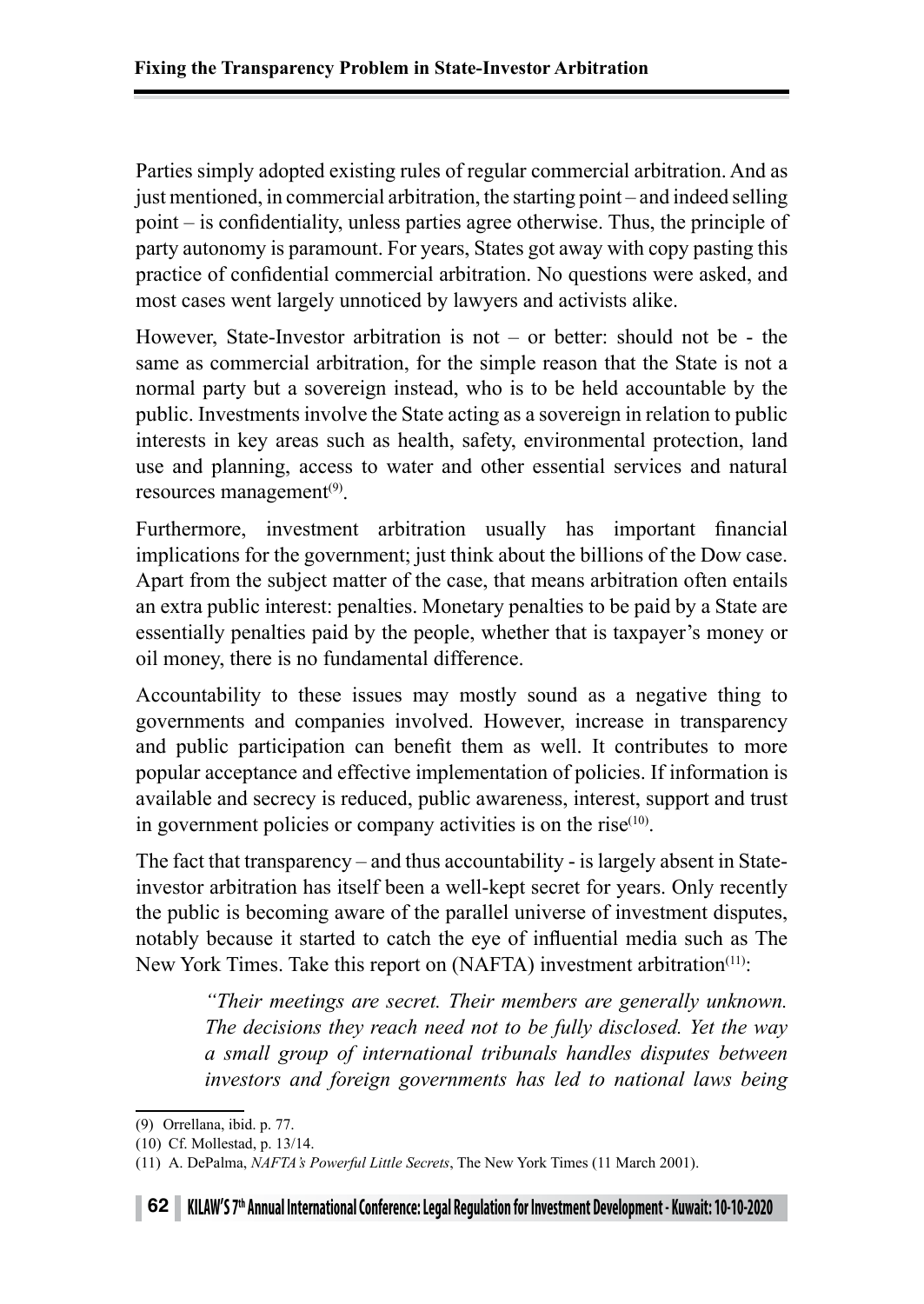Parties simply adopted existing rules of regular commercial arbitration. And as just mentioned, in commercial arbitration, the starting point – and indeed selling point – is confidentiality, unless parties agree otherwise. Thus, the principle of party autonomy is paramount. For years, States got away with copy pasting this practice of confidential commercial arbitration. No questions were asked, and most cases went largely unnoticed by lawyers and activists alike.

However, State-Investor arbitration is not – or better: should not be - the same as commercial arbitration, for the simple reason that the State is not a normal party but a sovereign instead, who is to be held accountable by the public. Investments involve the State acting as a sovereign in relation to public interests in key areas such as health, safety, environmental protection, land use and planning, access to water and other essential services and natural resources management[9].

Furthermore, investment arbitration usually has important financial implications for the government; just think about the billions of the Dow case. Apart from the subject matter of the case, that means arbitration often entails an extra public interest: penalties. Monetary penalties to be paid by a State are essentially penalties paid by the people, whether that is taxpayer's money or oil money, there is no fundamental difference.

Accountability to these issues may mostly sound as a negative thing to governments and companies involved. However, increase in transparency and public participation can benefit them as well. It contributes to more popular acceptance and effective implementation of policies. If information is available and secrecy is reduced, public awareness, interest, support and trust in government policies or company activities is on the rise[10].

The fact that transparency – and thus accountability - is largely absent in State-investor arbitration has itself been a well-kept secret for years. Only recently the public is becoming aware of the parallel universe of investment disputes, notably because it started to catch the eye of influential media such as The New York Times. Take this report on (NAFTA) investment arbitration[11]:

> *"Their meetings are secret. Their members are generally unknown. The decisions they reach need not to be fully disclosed. Yet the way a small group of international tribunals handles disputes between investors and foreign governments has led to national laws being*

(9) Orrellana, ibid. p. 77.

(10) Cf. Mollestad, p. 13/14.

(11) A. DePalma, *NAFTA's Powerful Little Secrets*, The New York Times (11 March 2001).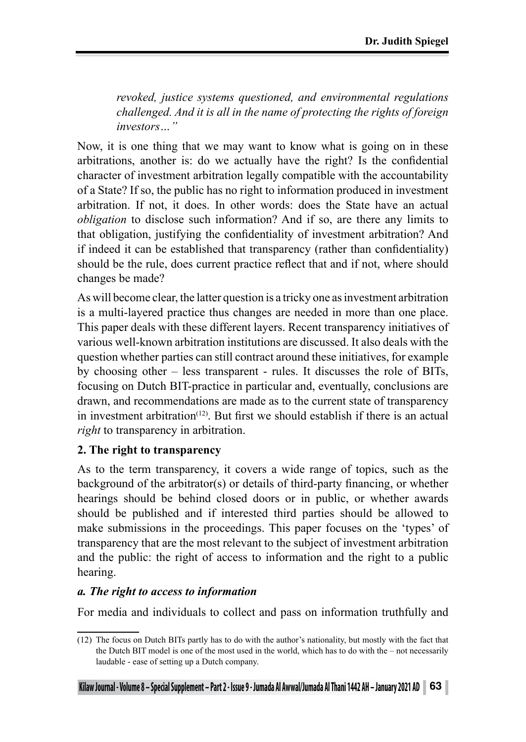*revoked, justice systems questioned, and environmental regulations challenged. And it is all in the name of protecting the rights of foreign investors…"*

Now, it is one thing that we may want to know what is going on in these arbitrations, another is: do we actually have the right? Is the confidential character of investment arbitration legally compatible with the accountability of a State? If so, the public has no right to information produced in investment arbitration. If not, it does. In other words: does the State have an actual *obligation* to disclose such information? And if so, are there any limits to that obligation, justifying the confidentiality of investment arbitration? And if indeed it can be established that transparency (rather than confidentiality) should be the rule, does current practice reflect that and if not, where should changes be made?

As will become clear, the latter question is a tricky one as investment arbitration is a multi-layered practice thus changes are needed in more than one place. This paper deals with these different layers. Recent transparency initiatives of various well-known arbitration institutions are discussed. It also deals with the question whether parties can still contract around these initiatives, for example by choosing other – less transparent - rules. It discusses the role of BITs, focusing on Dutch BIT-practice in particular and, eventually, conclusions are drawn, and recommendations are made as to the current state of transparency in investment arbitration[12]. But first we should establish if there is an actual *right* to transparency in arbitration.

## 2. The right to transparency

As to the term transparency, it covers a wide range of topics, such as the background of the arbitrator(s) or details of third-party financing, or whether hearings should be behind closed doors or in public, or whether awards should be published and if interested third parties should be allowed to make submissions in the proceedings. This paper focuses on the 'types' of transparency that are the most relevant to the subject of investment arbitration and the public: the right of access to information and the right to a public hearing.

### *a. The right to access to information*

For media and individuals to collect and pass on information truthfully and

(12) The focus on Dutch BITs partly has to do with the author's nationality, but mostly with the fact that the Dutch BIT model is one of the most used in the world, which has to do with the – not necessarily laudable - ease of setting up a Dutch company.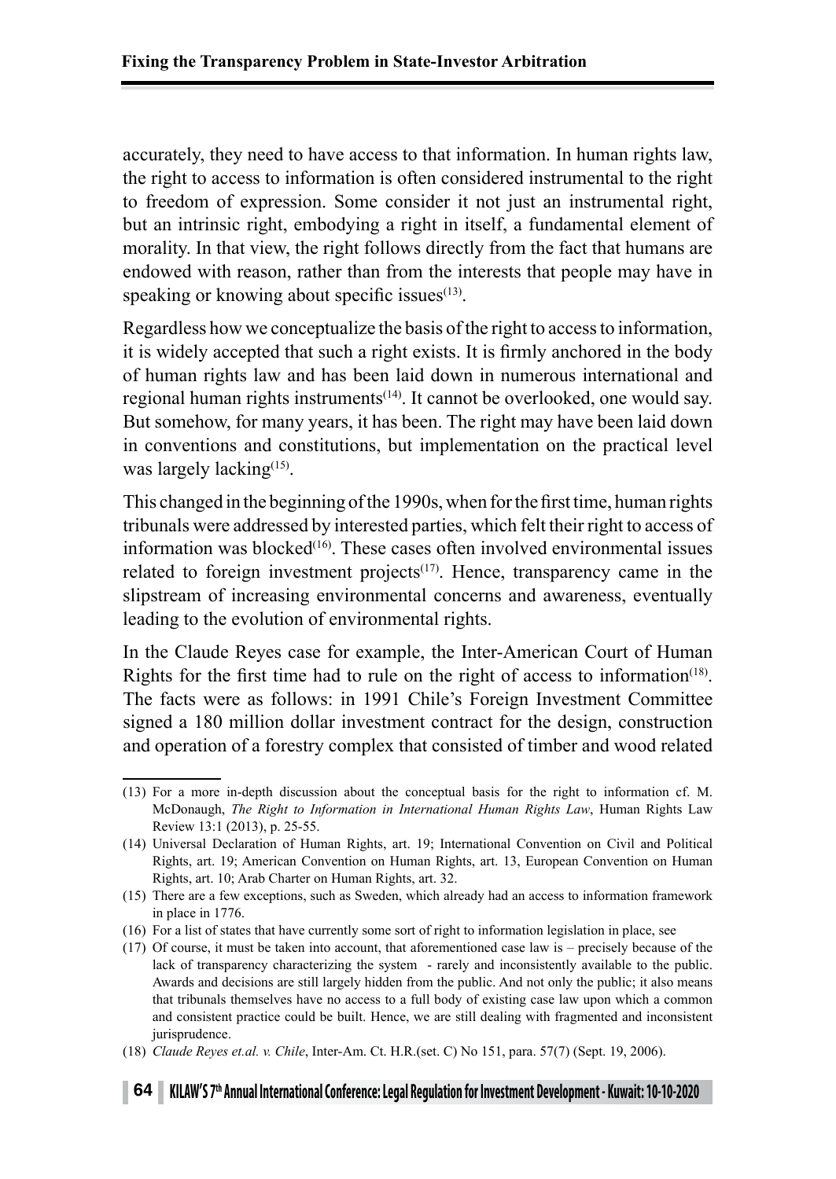accurately, they need to have access to that information. In human rights law, the right to access to information is often considered instrumental to the right to freedom of expression. Some consider it not just an instrumental right, but an intrinsic right, embodying a right in itself, a fundamental element of morality. In that view, the right follows directly from the fact that humans are endowed with reason, rather than from the interests that people may have in speaking or knowing about specific issues[13].

Regardless how we conceptualize the basis of the right to access to information, it is widely accepted that such a right exists. It is firmly anchored in the body of human rights law and has been laid down in numerous international and regional human rights instruments[14]. It cannot be overlooked, one would say. But somehow, for many years, it has been. The right may have been laid down in conventions and constitutions, but implementation on the practical level was largely lacking[15].

This changed in the beginning of the 1990s, when for the first time, human rights tribunals were addressed by interested parties, which felt their right to access of information was blocked[16]. These cases often involved environmental issues related to foreign investment projects[17]. Hence, transparency came in the slipstream of increasing environmental concerns and awareness, eventually leading to the evolution of environmental rights.

In the Claude Reyes case for example, the Inter-American Court of Human Rights for the first time had to rule on the right of access to information[18]. The facts were as follows: in 1991 Chile's Foreign Investment Committee signed a 180 million dollar investment contract for the design, construction and operation of a forestry complex that consisted of timber and wood related

---

(13) For a more in-depth discussion about the conceptual basis for the right to information cf. M. McDonaugh, *The Right to Information in International Human Rights Law*, Human Rights Law Review 13:1 (2013), p. 25-55.

(14) Universal Declaration of Human Rights, art. 19; International Convention on Civil and Political Rights, art. 19; American Convention on Human Rights, art. 13, European Convention on Human Rights, art. 10; Arab Charter on Human Rights, art. 32.

(15) There are a few exceptions, such as Sweden, which already had an access to information framework in place in 1776.

(16) For a list of states that have currently some sort of right to information legislation in place, see

(17) Of course, it must be taken into account, that aforementioned case law is – precisely because of the lack of transparency characterizing the system - rarely and inconsistently available to the public. Awards and decisions are still largely hidden from the public. And not only the public; it also means that tribunals themselves have no access to a full body of existing case law upon which a common and consistent practice could be built. Hence, we are still dealing with fragmented and inconsistent jurisprudence.

(18) *Claude Reyes et.al. v. Chile*, Inter-Am. Ct. H.R.(set. C) No 151, para. 57(7) (Sept. 19, 2006).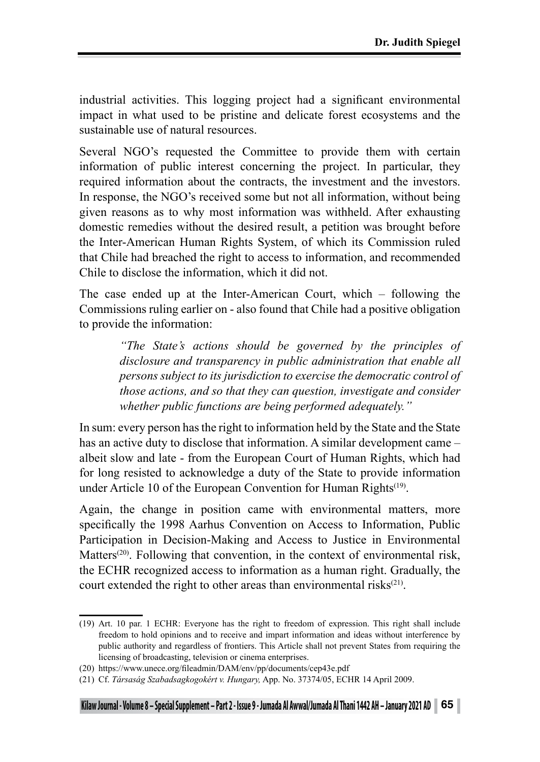industrial activities. This logging project had a significant environmental impact in what used to be pristine and delicate forest ecosystems and the sustainable use of natural resources.

Several NGO's requested the Committee to provide them with certain information of public interest concerning the project. In particular, they required information about the contracts, the investment and the investors. In response, the NGO's received some but not all information, without being given reasons as to why most information was withheld. After exhausting domestic remedies without the desired result, a petition was brought before the Inter-American Human Rights System, of which its Commission ruled that Chile had breached the right to access to information, and recommended Chile to disclose the information, which it did not.

The case ended up at the Inter-American Court, which – following the Commissions ruling earlier on - also found that Chile had a positive obligation to provide the information:

> *"The State's actions should be governed by the principles of disclosure and transparency in public administration that enable all persons subject to its jurisdiction to exercise the democratic control of those actions, and so that they can question, investigate and consider whether public functions are being performed adequately."*

In sum: every person has the right to information held by the State and the State has an active duty to disclose that information. A similar development came – albeit slow and late - from the European Court of Human Rights, which had for long resisted to acknowledge a duty of the State to provide information under Article 10 of the European Convention for Human Rights[19].

Again, the change in position came with environmental matters, more specifically the 1998 Aarhus Convention on Access to Information, Public Participation in Decision-Making and Access to Justice in Environmental Matters[20]. Following that convention, in the context of environmental risk, the ECHR recognized access to information as a human right. Gradually, the court extended the right to other areas than environmental risks[21].

---

(19) Art. 10 par. 1 ECHR: Everyone has the right to freedom of expression. This right shall include freedom to hold opinions and to receive and impart information and ideas without interference by public authority and regardless of frontiers. This Article shall not prevent States from requiring the licensing of broadcasting, television or cinema enterprises.

(20) https://www.unece.org/fileadmin/DAM/env/pp/documents/cep43e.pdf

(21) Cf. *Társaság Szabadsagkogokért v. Hungary,* App. No. 37374/05, ECHR 14 April 2009.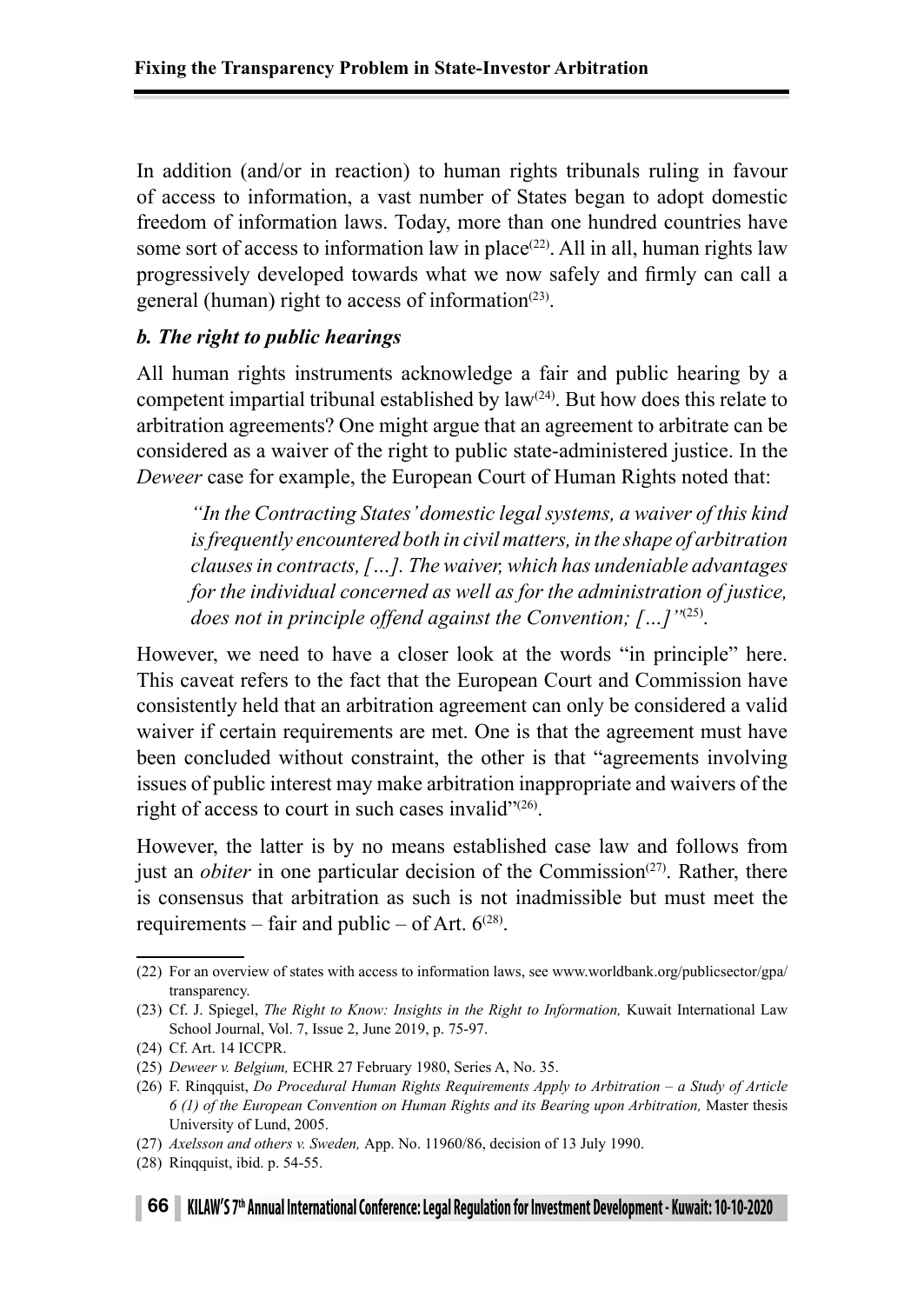In addition (and/or in reaction) to human rights tribunals ruling in favour of access to information, a vast number of States began to adopt domestic freedom of information laws. Today, more than one hundred countries have some sort of access to information law in place[22]. All in all, human rights law progressively developed towards what we now safely and firmly can call a general (human) right to access of information[23].

### *b. The right to public hearings*

All human rights instruments acknowledge a fair and public hearing by a competent impartial tribunal established by law[24]. But how does this relate to arbitration agreements? One might argue that an agreement to arbitrate can be considered as a waiver of the right to public state-administered justice. In the *Deweer* case for example, the European Court of Human Rights noted that:

> *"In the Contracting States' domestic legal systems, a waiver of this kind is frequently encountered both in civil matters, in the shape of arbitration clauses in contracts, […]. The waiver, which has undeniable advantages for the individual concerned as well as for the administration of justice, does not in principle offend against the Convention; […]"*[25].

However, we need to have a closer look at the words "in principle" here. This caveat refers to the fact that the European Court and Commission have consistently held that an arbitration agreement can only be considered a valid waiver if certain requirements are met. One is that the agreement must have been concluded without constraint, the other is that "agreements involving issues of public interest may make arbitration inappropriate and waivers of the right of access to court in such cases invalid"[26].

However, the latter is by no means established case law and follows from just an *obiter* in one particular decision of the Commission[27]. Rather, there is consensus that arbitration as such is not inadmissible but must meet the requirements – fair and public – of Art. 6[28].

---

(22) For an overview of states with access to information laws, see www.worldbank.org/publicsector/gpa/transparency.

(23) Cf. J. Spiegel, *The Right to Know: Insights in the Right to Information,* Kuwait International Law School Journal, Vol. 7, Issue 2, June 2019, p. 75-97.

(24) Cf. Art. 14 ICCPR.

(25) *Deweer v. Belgium,* ECHR 27 February 1980, Series A, No. 35.

(26) F. Rinqquist, *Do Procedural Human Rights Requirements Apply to Arbitration – a Study of Article 6 (1) of the European Convention on Human Rights and its Bearing upon Arbitration,* Master thesis University of Lund, 2005.

(27) *Axelsson and others v. Sweden,* App. No. 11960/86, decision of 13 July 1990.

(28) Rinqquist, ibid. p. 54-55.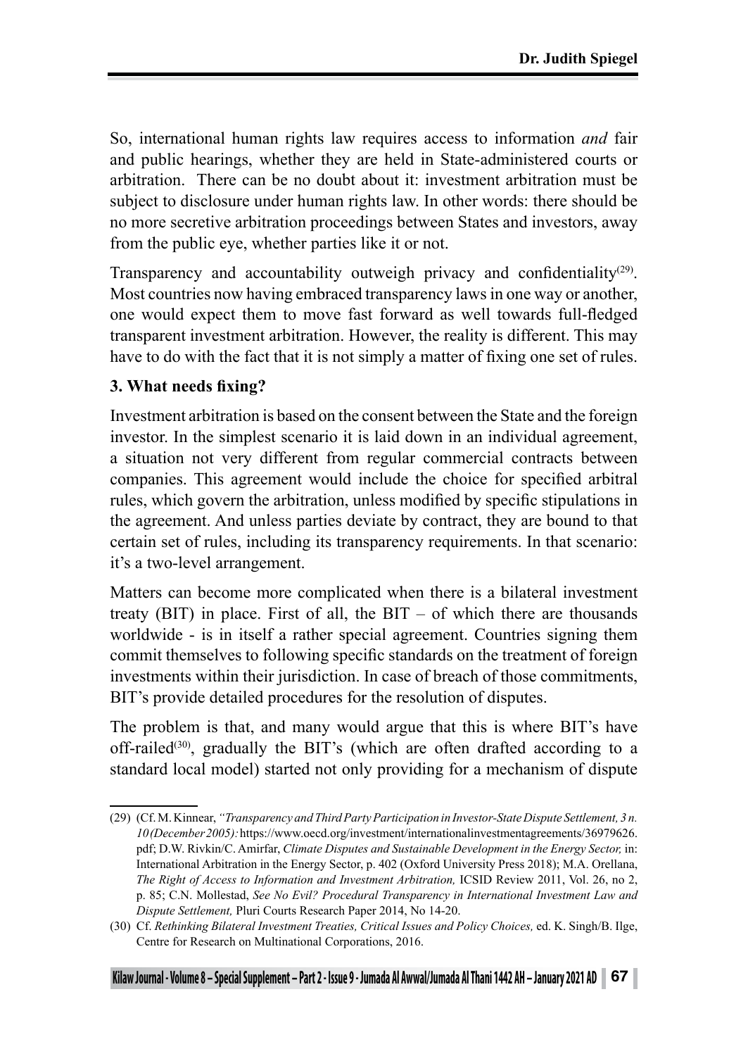So, international human rights law requires access to information *and* fair and public hearings, whether they are held in State-administered courts or arbitration. There can be no doubt about it: investment arbitration must be subject to disclosure under human rights law. In other words: there should be no more secretive arbitration proceedings between States and investors, away from the public eye, whether parties like it or not.

Transparency and accountability outweigh privacy and confidentiality[(29)]. Most countries now having embraced transparency laws in one way or another, one would expect them to move fast forward as well towards full-fledged transparent investment arbitration. However, the reality is different. This may have to do with the fact that it is not simply a matter of fixing one set of rules.

### 3. What needs fixing?

Investment arbitration is based on the consent between the State and the foreign investor. In the simplest scenario it is laid down in an individual agreement, a situation not very different from regular commercial contracts between companies. This agreement would include the choice for specified arbitral rules, which govern the arbitration, unless modified by specific stipulations in the agreement. And unless parties deviate by contract, they are bound to that certain set of rules, including its transparency requirements. In that scenario: it's a two-level arrangement.

Matters can become more complicated when there is a bilateral investment treaty (BIT) in place. First of all, the BIT – of which there are thousands worldwide - is in itself a rather special agreement. Countries signing them commit themselves to following specific standards on the treatment of foreign investments within their jurisdiction. In case of breach of those commitments, BIT's provide detailed procedures for the resolution of disputes.

The problem is that, and many would argue that this is where BIT's have off-railed[(30)], gradually the BIT's (which are often drafted according to a standard local model) started not only providing for a mechanism of dispute

---

(29) (Cf. M. Kinnear, *"Transparency and Third Party Participation in Investor-State Dispute Settlement, 3 n. 10 (December 2005):* https://www.oecd.org/investment/internationalinvestmentagreements/36979626.pdf; D.W. Rivkin/C. Amirfar, *Climate Disputes and Sustainable Development in the Energy Sector,* in: International Arbitration in the Energy Sector, p. 402 (Oxford University Press 2018); M.A. Orellana, *The Right of Access to Information and Investment Arbitration,* ICSID Review 2011, Vol. 26, no 2, p. 85; C.N. Mollestad, *See No Evil? Procedural Transparency in International Investment Law and Dispute Settlement,* Pluri Courts Research Paper 2014, No 14-20.

(30) Cf. *Rethinking Bilateral Investment Treaties, Critical Issues and Policy Choices,* ed. K. Singh/B. Ilge, Centre for Research on Multinational Corporations, 2016.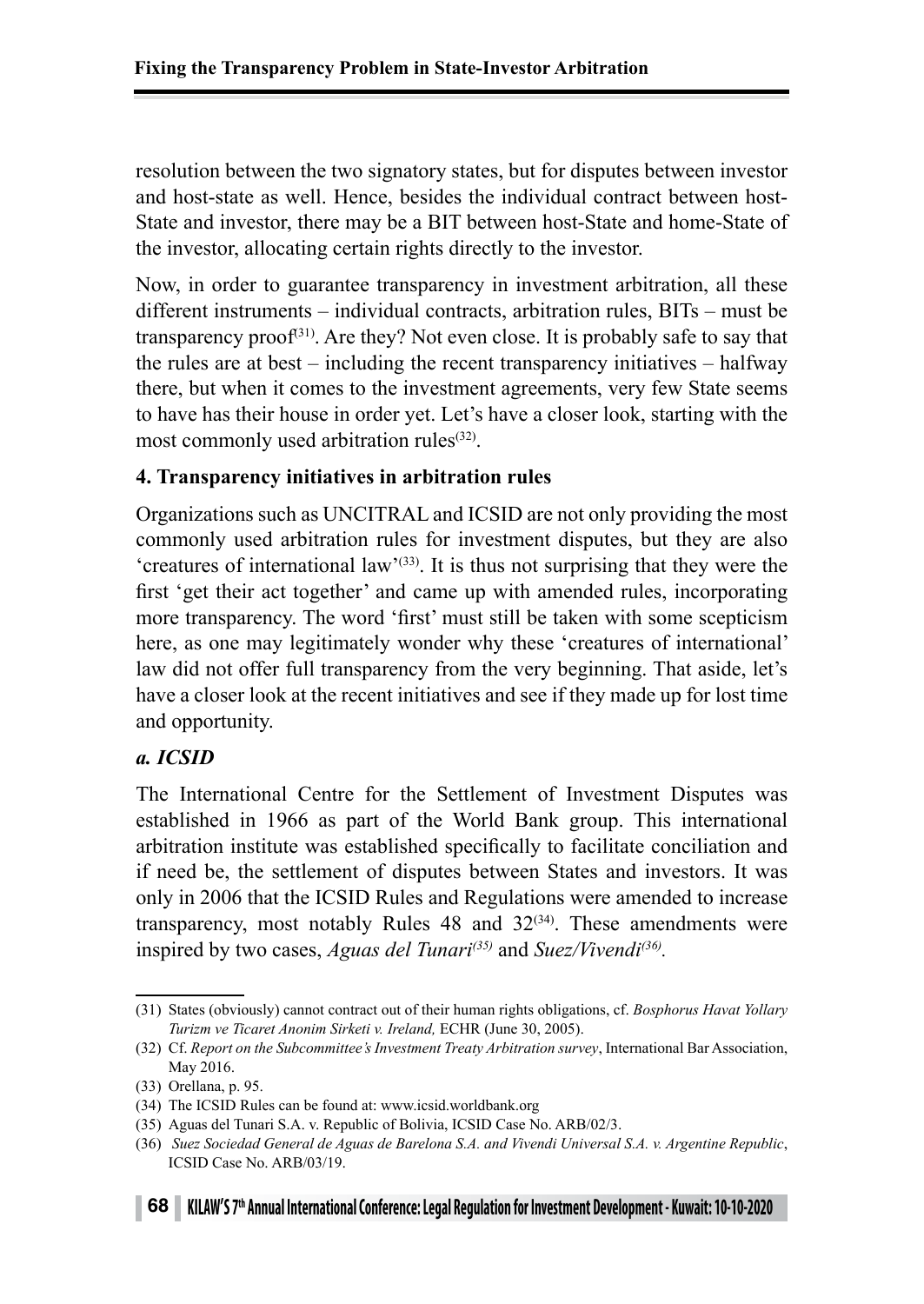resolution between the two signatory states, but for disputes between investor and host-state as well. Hence, besides the individual contract between host-State and investor, there may be a BIT between host-State and home-State of the investor, allocating certain rights directly to the investor.

Now, in order to guarantee transparency in investment arbitration, all these different instruments – individual contracts, arbitration rules, BITs – must be transparency proof[31]. Are they? Not even close. It is probably safe to say that the rules are at best – including the recent transparency initiatives – halfway there, but when it comes to the investment agreements, very few State seems to have has their house in order yet. Let's have a closer look, starting with the most commonly used arbitration rules[32].

### 4. Transparency initiatives in arbitration rules

Organizations such as UNCITRAL and ICSID are not only providing the most commonly used arbitration rules for investment disputes, but they are also 'creatures of international law'[33]. It is thus not surprising that they were the first 'get their act together' and came up with amended rules, incorporating more transparency. The word 'first' must still be taken with some scepticism here, as one may legitimately wonder why these 'creatures of international' law did not offer full transparency from the very beginning. That aside, let's have a closer look at the recent initiatives and see if they made up for lost time and opportunity.

#### *a. ICSID*

The International Centre for the Settlement of Investment Disputes was established in 1966 as part of the World Bank group. This international arbitration institute was established specifically to facilitate conciliation and if need be, the settlement of disputes between States and investors. It was only in 2006 that the ICSID Rules and Regulations were amended to increase transparency, most notably Rules 48 and 32[34]. These amendments were inspired by two cases, *Aguas del Tunari*[35] and *Suez/Vivendi*[36].

---

(31) States (obviously) cannot contract out of their human rights obligations, cf. *Bosphorus Havat Yollary Turizm ve Ticaret Anonim Sirketi v. Ireland,* ECHR (June 30, 2005).

(32) Cf. *Report on the Subcommittee's Investment Treaty Arbitration survey*, International Bar Association, May 2016.

(33) Orellana, p. 95.

(34) The ICSID Rules can be found at: www.icsid.worldbank.org

(35) Aguas del Tunari S.A. v. Republic of Bolivia, ICSID Case No. ARB/02/3.

(36) *Suez Sociedad General de Aguas de Barelona S.A. and Vivendi Universal S.A. v. Argentine Republic*, ICSID Case No. ARB/03/19.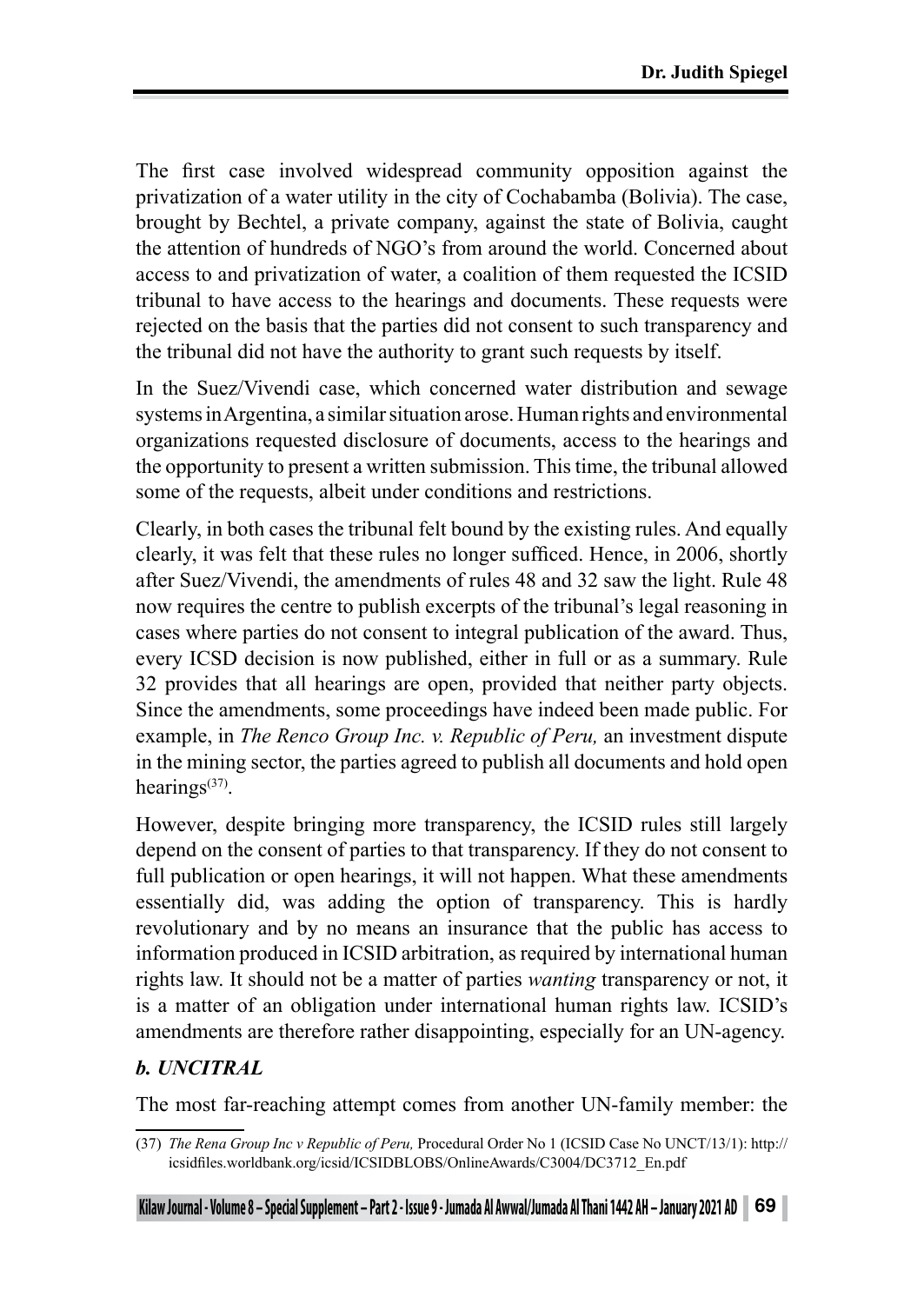The first case involved widespread community opposition against the privatization of a water utility in the city of Cochabamba (Bolivia). The case, brought by Bechtel, a private company, against the state of Bolivia, caught the attention of hundreds of NGO's from around the world. Concerned about access to and privatization of water, a coalition of them requested the ICSID tribunal to have access to the hearings and documents. These requests were rejected on the basis that the parties did not consent to such transparency and the tribunal did not have the authority to grant such requests by itself.

In the Suez/Vivendi case, which concerned water distribution and sewage systems in Argentina, a similar situation arose. Human rights and environmental organizations requested disclosure of documents, access to the hearings and the opportunity to present a written submission. This time, the tribunal allowed some of the requests, albeit under conditions and restrictions.

Clearly, in both cases the tribunal felt bound by the existing rules. And equally clearly, it was felt that these rules no longer sufficed. Hence, in 2006, shortly after Suez/Vivendi, the amendments of rules 48 and 32 saw the light. Rule 48 now requires the centre to publish excerpts of the tribunal's legal reasoning in cases where parties do not consent to integral publication of the award. Thus, every ICSD decision is now published, either in full or as a summary. Rule 32 provides that all hearings are open, provided that neither party objects. Since the amendments, some proceedings have indeed been made public. For example, in *The Renco Group Inc. v. Republic of Peru,* an investment dispute in the mining sector, the parties agreed to publish all documents and hold open hearings[(37)].

However, despite bringing more transparency, the ICSID rules still largely depend on the consent of parties to that transparency. If they do not consent to full publication or open hearings, it will not happen. What these amendments essentially did, was adding the option of transparency. This is hardly revolutionary and by no means an insurance that the public has access to information produced in ICSID arbitration, as required by international human rights law. It should not be a matter of parties *wanting* transparency or not, it is a matter of an obligation under international human rights law. ICSID's amendments are therefore rather disappointing, especially for an UN-agency.

### *b. UNCITRAL*

The most far-reaching attempt comes from another UN-family member: the

---

(37) *The Rena Group Inc v Republic of Peru,* Procedural Order No 1 (ICSID Case No UNCT/13/1): http://icsidfiles.worldbank.org/icsid/ICSIDBLOBS/OnlineAwards/C3004/DC3712_En.pdf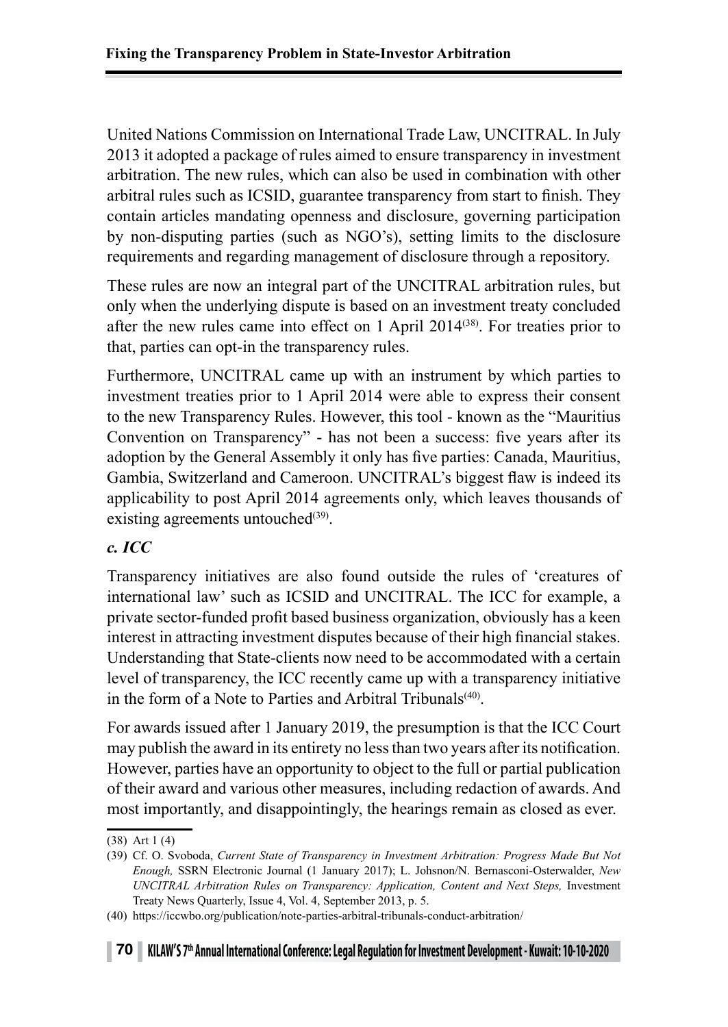United Nations Commission on International Trade Law, UNCITRAL. In July 2013 it adopted a package of rules aimed to ensure transparency in investment arbitration. The new rules, which can also be used in combination with other arbitral rules such as ICSID, guarantee transparency from start to finish. They contain articles mandating openness and disclosure, governing participation by non-disputing parties (such as NGO's), setting limits to the disclosure requirements and regarding management of disclosure through a repository.

These rules are now an integral part of the UNCITRAL arbitration rules, but only when the underlying dispute is based on an investment treaty concluded after the new rules came into effect on 1 April 2014[(38)]. For treaties prior to that, parties can opt-in the transparency rules.

Furthermore, UNCITRAL came up with an instrument by which parties to investment treaties prior to 1 April 2014 were able to express their consent to the new Transparency Rules. However, this tool - known as the "Mauritius Convention on Transparency" - has not been a success: five years after its adoption by the General Assembly it only has five parties: Canada, Mauritius, Gambia, Switzerland and Cameroon. UNCITRAL's biggest flaw is indeed its applicability to post April 2014 agreements only, which leaves thousands of existing agreements untouched[(39)].

### *c. ICC*

Transparency initiatives are also found outside the rules of 'creatures of international law' such as ICSID and UNCITRAL. The ICC for example, a private sector-funded profit based business organization, obviously has a keen interest in attracting investment disputes because of their high financial stakes. Understanding that State-clients now need to be accommodated with a certain level of transparency, the ICC recently came up with a transparency initiative in the form of a Note to Parties and Arbitral Tribunals[(40)].

For awards issued after 1 January 2019, the presumption is that the ICC Court may publish the award in its entirety no less than two years after its notification. However, parties have an opportunity to object to the full or partial publication of their award and various other measures, including redaction of awards. And most importantly, and disappointingly, the hearings remain as closed as ever.

---

(38) Art 1 (4)

(39) Cf. O. Svoboda, *Current State of Transparency in Investment Arbitration: Progress Made But Not Enough,* SSRN Electronic Journal (1 January 2017); L. Johsnon/N. Bernasconi-Osterwalder, *New UNCITRAL Arbitration Rules on Transparency: Application, Content and Next Steps,* Investment Treaty News Quarterly, Issue 4, Vol. 4, September 2013, p. 5.

(40) https://iccwbo.org/publication/note-parties-arbitral-tribunals-conduct-arbitration/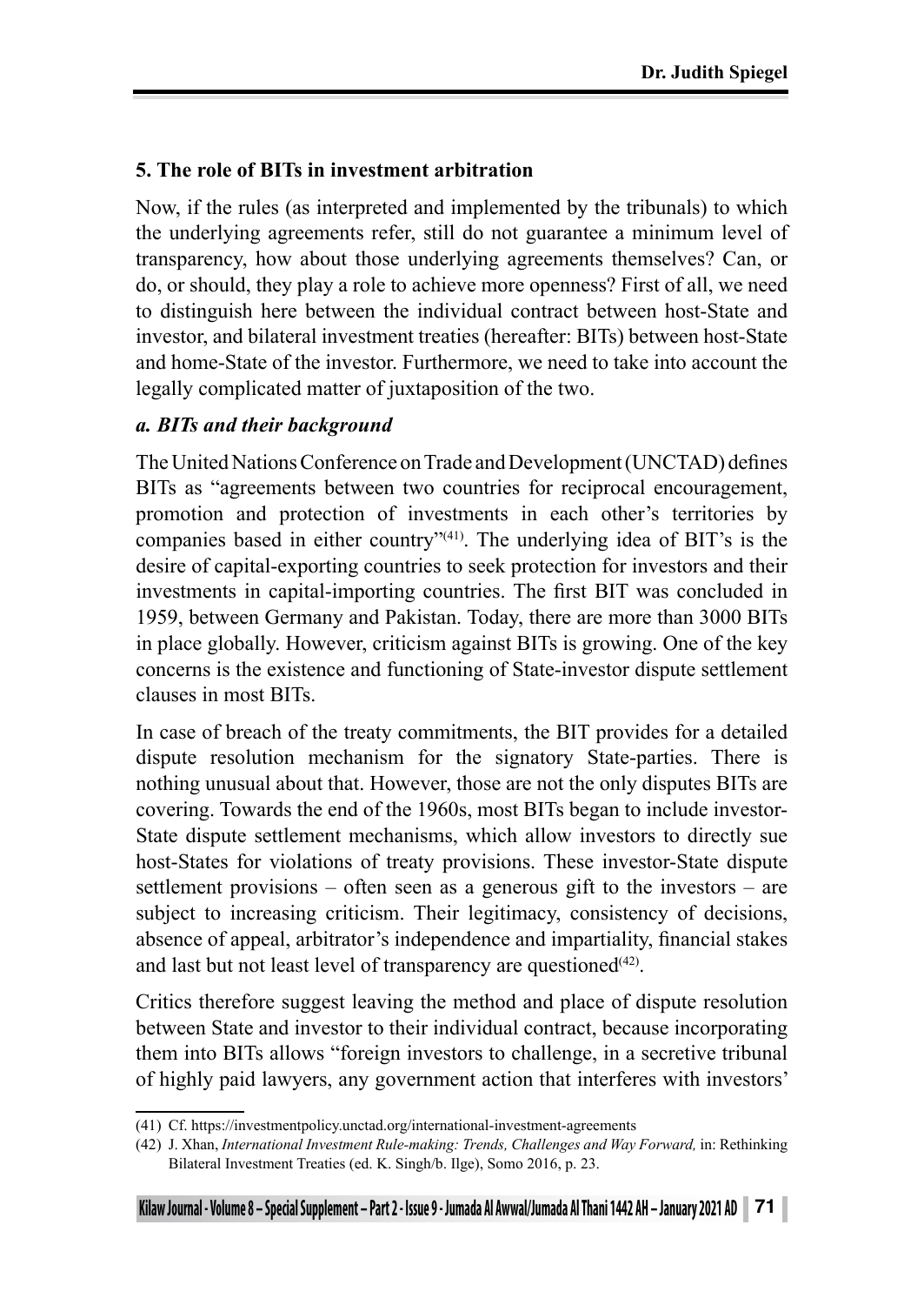## 5. The role of BITs in investment arbitration

Now, if the rules (as interpreted and implemented by the tribunals) to which the underlying agreements refer, still do not guarantee a minimum level of transparency, how about those underlying agreements themselves? Can, or do, or should, they play a role to achieve more openness? First of all, we need to distinguish here between the individual contract between host-State and investor, and bilateral investment treaties (hereafter: BITs) between host-State and home-State of the investor. Furthermore, we need to take into account the legally complicated matter of juxtaposition of the two.

### *a. BITs and their background*

The United Nations Conference on Trade and Development (UNCTAD) defines BITs as "agreements between two countries for reciprocal encouragement, promotion and protection of investments in each other's territories by companies based in either country"[(41)]. The underlying idea of BIT's is the desire of capital-exporting countries to seek protection for investors and their investments in capital-importing countries. The first BIT was concluded in 1959, between Germany and Pakistan. Today, there are more than 3000 BITs in place globally. However, criticism against BITs is growing. One of the key concerns is the existence and functioning of State-investor dispute settlement clauses in most BITs.

In case of breach of the treaty commitments, the BIT provides for a detailed dispute resolution mechanism for the signatory State-parties. There is nothing unusual about that. However, those are not the only disputes BITs are covering. Towards the end of the 1960s, most BITs began to include investor-State dispute settlement mechanisms, which allow investors to directly sue host-States for violations of treaty provisions. These investor-State dispute settlement provisions – often seen as a generous gift to the investors – are subject to increasing criticism. Their legitimacy, consistency of decisions, absence of appeal, arbitrator's independence and impartiality, financial stakes and last but not least level of transparency are questioned[(42)].

Critics therefore suggest leaving the method and place of dispute resolution between State and investor to their individual contract, because incorporating them into BITs allows "foreign investors to challenge, in a secretive tribunal of highly paid lawyers, any government action that interferes with investors'

---

(41) Cf. https://investmentpolicy.unctad.org/international-investment-agreements

(42) J. Xhan, *International Investment Rule-making: Trends, Challenges and Way Forward,* in: Rethinking Bilateral Investment Treaties (ed. K. Singh/b. Ilge), Somo 2016, p. 23.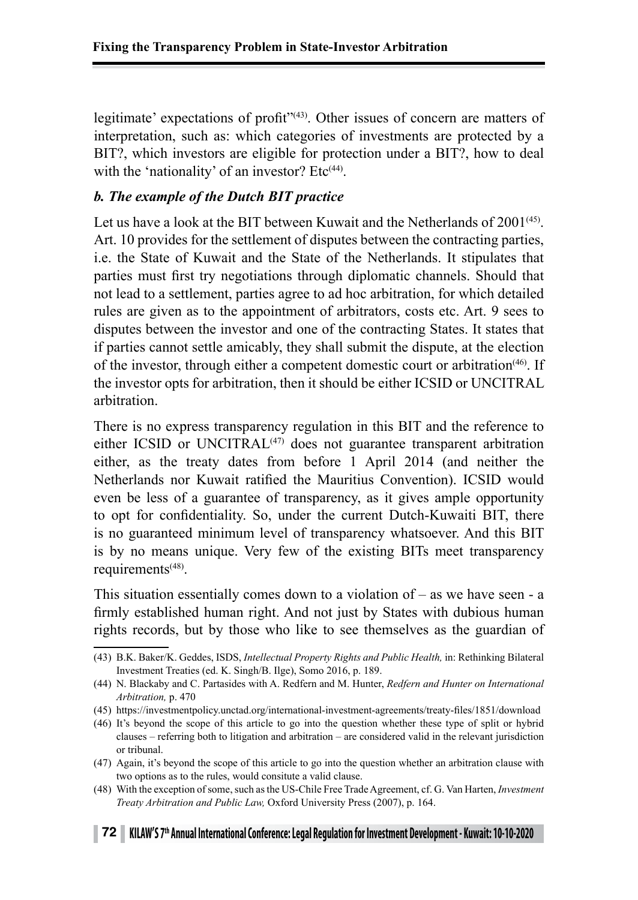legitimate' expectations of profit"[43]. Other issues of concern are matters of interpretation, such as: which categories of investments are protected by a BIT?, which investors are eligible for protection under a BIT?, how to deal with the 'nationality' of an investor? Etc[44].

### *b. The example of the Dutch BIT practice*

Let us have a look at the BIT between Kuwait and the Netherlands of 2001[45]. Art. 10 provides for the settlement of disputes between the contracting parties, i.e. the State of Kuwait and the State of the Netherlands. It stipulates that parties must first try negotiations through diplomatic channels. Should that not lead to a settlement, parties agree to ad hoc arbitration, for which detailed rules are given as to the appointment of arbitrators, costs etc. Art. 9 sees to disputes between the investor and one of the contracting States. It states that if parties cannot settle amicably, they shall submit the dispute, at the election of the investor, through either a competent domestic court or arbitration[46]. If the investor opts for arbitration, then it should be either ICSID or UNCITRAL arbitration.

There is no express transparency regulation in this BIT and the reference to either ICSID or UNCITRAL[47] does not guarantee transparent arbitration either, as the treaty dates from before 1 April 2014 (and neither the Netherlands nor Kuwait ratified the Mauritius Convention). ICSID would even be less of a guarantee of transparency, as it gives ample opportunity to opt for confidentiality. So, under the current Dutch-Kuwaiti BIT, there is no guaranteed minimum level of transparency whatsoever. And this BIT is by no means unique. Very few of the existing BITs meet transparency requirements[48].

This situation essentially comes down to a violation of – as we have seen - a firmly established human right. And not just by States with dubious human rights records, but by those who like to see themselves as the guardian of

---

(43) B.K. Baker/K. Geddes, ISDS, *Intellectual Property Rights and Public Health,* in: Rethinking Bilateral Investment Treaties (ed. K. Singh/B. Ilge), Somo 2016, p. 189.

(44) N. Blackaby and C. Partasides with A. Redfern and M. Hunter, *Redfern and Hunter on International Arbitration,* p. 470

(45) https://investmentpolicy.unctad.org/international-investment-agreements/treaty-files/1851/download

(46) It's beyond the scope of this article to go into the question whether these type of split or hybrid clauses – referring both to litigation and arbitration – are considered valid in the relevant jurisdiction or tribunal.

(47) Again, it's beyond the scope of this article to go into the question whether an arbitration clause with two options as to the rules, would consitute a valid clause.

(48) With the exception of some, such as the US-Chile Free Trade Agreement, cf. G. Van Harten, *Investment Treaty Arbitration and Public Law,* Oxford University Press (2007), p. 164.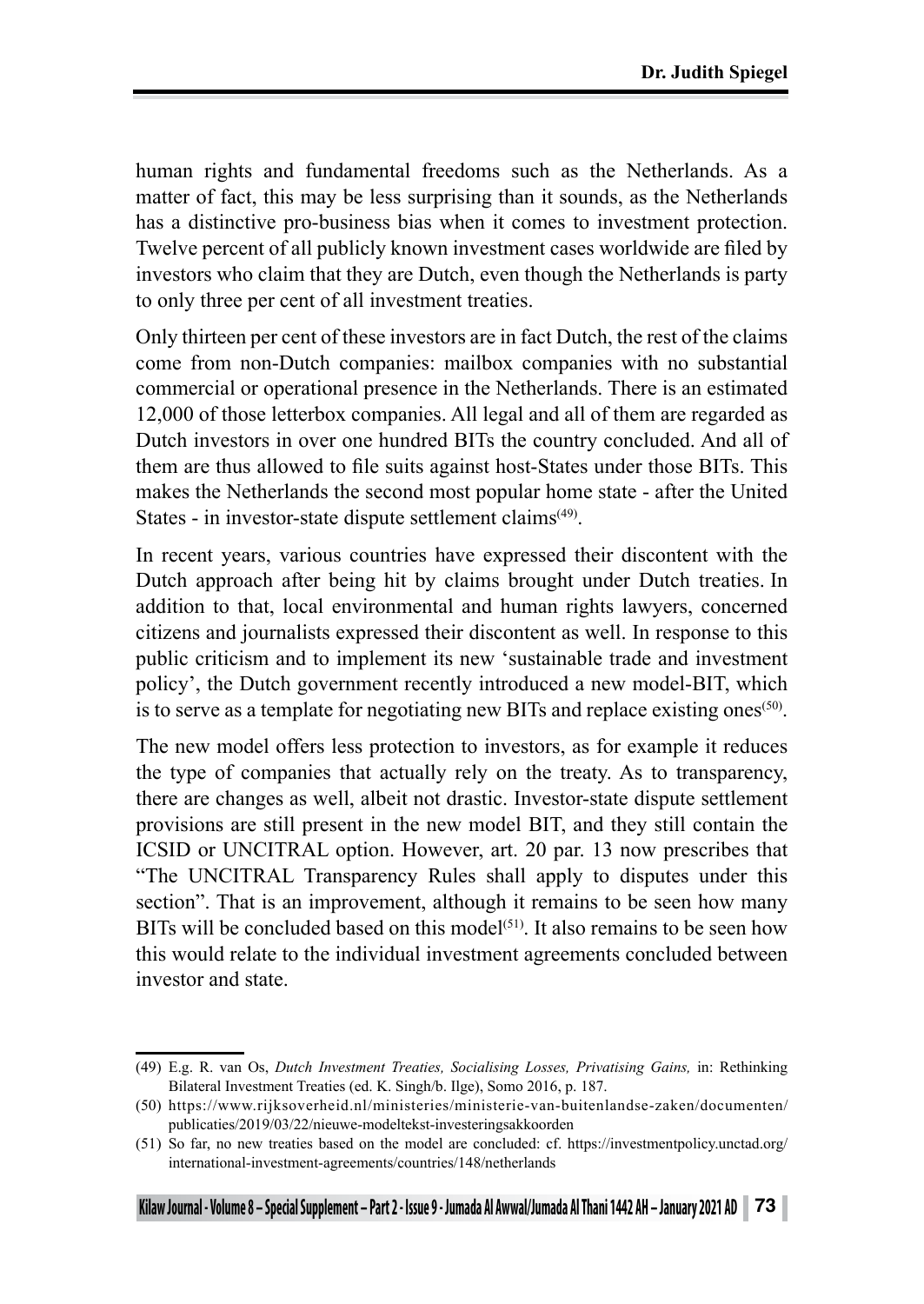human rights and fundamental freedoms such as the Netherlands. As a matter of fact, this may be less surprising than it sounds, as the Netherlands has a distinctive pro-business bias when it comes to investment protection. Twelve percent of all publicly known investment cases worldwide are filed by investors who claim that they are Dutch, even though the Netherlands is party to only three per cent of all investment treaties.

Only thirteen per cent of these investors are in fact Dutch, the rest of the claims come from non-Dutch companies: mailbox companies with no substantial commercial or operational presence in the Netherlands. There is an estimated 12,000 of those letterbox companies. All legal and all of them are regarded as Dutch investors in over one hundred BITs the country concluded. And all of them are thus allowed to file suits against host-States under those BITs. This makes the Netherlands the second most popular home state - after the United States - in investor-state dispute settlement claims[(49)].

In recent years, various countries have expressed their discontent with the Dutch approach after being hit by claims brought under Dutch treaties. In addition to that, local environmental and human rights lawyers, concerned citizens and journalists expressed their discontent as well. In response to this public criticism and to implement its new 'sustainable trade and investment policy', the Dutch government recently introduced a new model-BIT, which is to serve as a template for negotiating new BITs and replace existing ones[(50)].

The new model offers less protection to investors, as for example it reduces the type of companies that actually rely on the treaty. As to transparency, there are changes as well, albeit not drastic. Investor-state dispute settlement provisions are still present in the new model BIT, and they still contain the ICSID or UNCITRAL option. However, art. 20 par. 13 now prescribes that "The UNCITRAL Transparency Rules shall apply to disputes under this section". That is an improvement, although it remains to be seen how many BITs will be concluded based on this model[(51)]. It also remains to be seen how this would relate to the individual investment agreements concluded between investor and state.

---

(49) E.g. R. van Os, *Dutch Investment Treaties, Socialising Losses, Privatising Gains,* in: Rethinking Bilateral Investment Treaties (ed. K. Singh/b. Ilge), Somo 2016, p. 187.

(50) https://www.rijksoverheid.nl/ministeries/ministerie-van-buitenlandse-zaken/documenten/publicaties/2019/03/22/nieuwe-modeltekst-investeringsakkoorden

(51) So far, no new treaties based on the model are concluded: cf. https://investmentpolicy.unctad.org/international-investment-agreements/countries/148/netherlands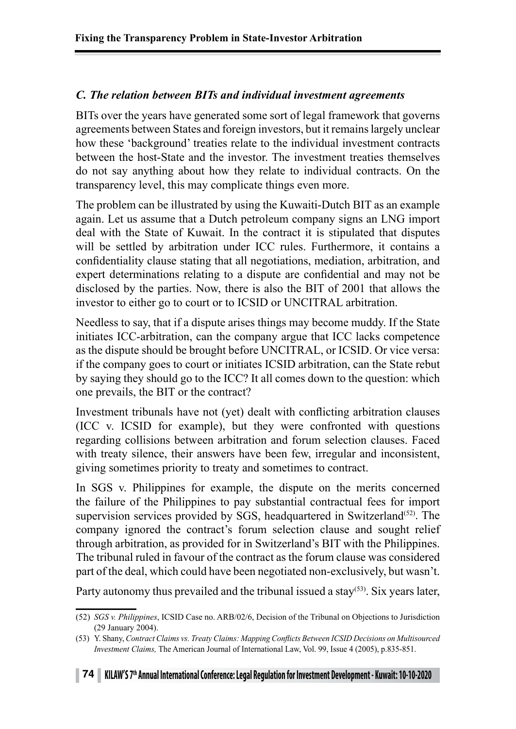### *C. The relation between BITs and individual investment agreements*

BITs over the years have generated some sort of legal framework that governs agreements between States and foreign investors, but it remains largely unclear how these 'background' treaties relate to the individual investment contracts between the host-State and the investor. The investment treaties themselves do not say anything about how they relate to individual contracts. On the transparency level, this may complicate things even more.

The problem can be illustrated by using the Kuwaiti-Dutch BIT as an example again. Let us assume that a Dutch petroleum company signs an LNG import deal with the State of Kuwait. In the contract it is stipulated that disputes will be settled by arbitration under ICC rules. Furthermore, it contains a confidentiality clause stating that all negotiations, mediation, arbitration, and expert determinations relating to a dispute are confidential and may not be disclosed by the parties. Now, there is also the BIT of 2001 that allows the investor to either go to court or to ICSID or UNCITRAL arbitration.

Needless to say, that if a dispute arises things may become muddy. If the State initiates ICC-arbitration, can the company argue that ICC lacks competence as the dispute should be brought before UNCITRAL, or ICSID. Or vice versa: if the company goes to court or initiates ICSID arbitration, can the State rebut by saying they should go to the ICC? It all comes down to the question: which one prevails, the BIT or the contract?

Investment tribunals have not (yet) dealt with conflicting arbitration clauses (ICC v. ICSID for example), but they were confronted with questions regarding collisions between arbitration and forum selection clauses. Faced with treaty silence, their answers have been few, irregular and inconsistent, giving sometimes priority to treaty and sometimes to contract.

In SGS v. Philippines for example, the dispute on the merits concerned the failure of the Philippines to pay substantial contractual fees for import supervision services provided by SGS, headquartered in Switzerland[(52)]. The company ignored the contract's forum selection clause and sought relief through arbitration, as provided for in Switzerland's BIT with the Philippines. The tribunal ruled in favour of the contract as the forum clause was considered part of the deal, which could have been negotiated non-exclusively, but wasn't.

Party autonomy thus prevailed and the tribunal issued a stay[(53)]. Six years later,

---

(52) *SGS v. Philippines*, ICSID Case no. ARB/02/6, Decision of the Tribunal on Objections to Jurisdiction (29 January 2004).

(53) Y. Shany, *Contract Claims vs. Treaty Claims: Mapping Conflicts Between ICSID Decisions on Multisourced Investment Claims,* The American Journal of International Law, Vol. 99, Issue 4 (2005), p.835-851.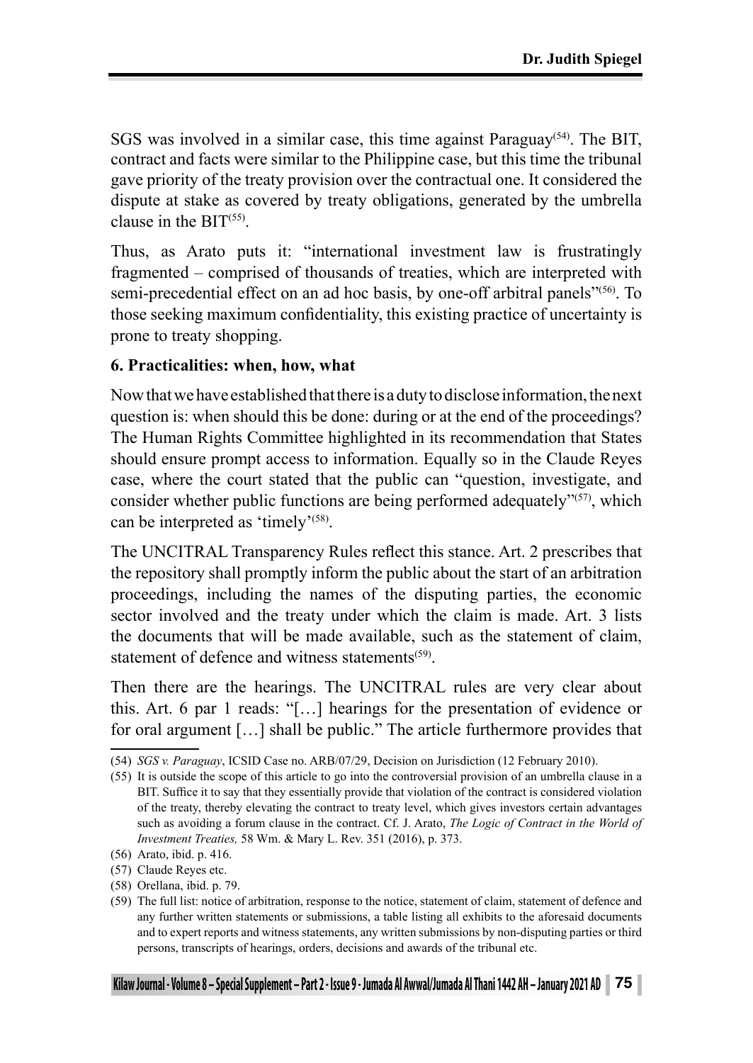SGS was involved in a similar case, this time against Paraguay[54]. The BIT, contract and facts were similar to the Philippine case, but this time the tribunal gave priority of the treaty provision over the contractual one. It considered the dispute at stake as covered by treaty obligations, generated by the umbrella clause in the BIT[55].

Thus, as Arato puts it: "international investment law is frustratingly fragmented – comprised of thousands of treaties, which are interpreted with semi-precedential effect on an ad hoc basis, by one-off arbitral panels"[56]. To those seeking maximum confidentiality, this existing practice of uncertainty is prone to treaty shopping.

**6. Practicalities: when, how, what**

Now that we have established that there is a duty to disclose information, the next question is: when should this be done: during or at the end of the proceedings? The Human Rights Committee highlighted in its recommendation that States should ensure prompt access to information. Equally so in the Claude Reyes case, where the court stated that the public can "question, investigate, and consider whether public functions are being performed adequately"[57], which can be interpreted as 'timely'[58].

The UNCITRAL Transparency Rules reflect this stance. Art. 2 prescribes that the repository shall promptly inform the public about the start of an arbitration proceedings, including the names of the disputing parties, the economic sector involved and the treaty under which the claim is made. Art. 3 lists the documents that will be made available, such as the statement of claim, statement of defence and witness statements[59].

Then there are the hearings. The UNCITRAL rules are very clear about this. Art. 6 par 1 reads: "[…] hearings for the presentation of evidence or for oral argument […] shall be public." The article furthermore provides that

---

(54) *SGS v. Paraguay*, ICSID Case no. ARB/07/29, Decision on Jurisdiction (12 February 2010).

(55) It is outside the scope of this article to go into the controversial provision of an umbrella clause in a BIT. Suffice it to say that they essentially provide that violation of the contract is considered violation of the treaty, thereby elevating the contract to treaty level, which gives investors certain advantages such as avoiding a forum clause in the contract. Cf. J. Arato, *The Logic of Contract in the World of Investment Treaties,* 58 Wm. & Mary L. Rev. 351 (2016), p. 373.

(56) Arato, ibid. p. 416.

(57) Claude Reyes etc.

(58) Orellana, ibid. p. 79.

(59) The full list: notice of arbitration, response to the notice, statement of claim, statement of defence and any further written statements or submissions, a table listing all exhibits to the aforesaid documents and to expert reports and witness statements, any written submissions by non-disputing parties or third persons, transcripts of hearings, orders, decisions and awards of the tribunal etc.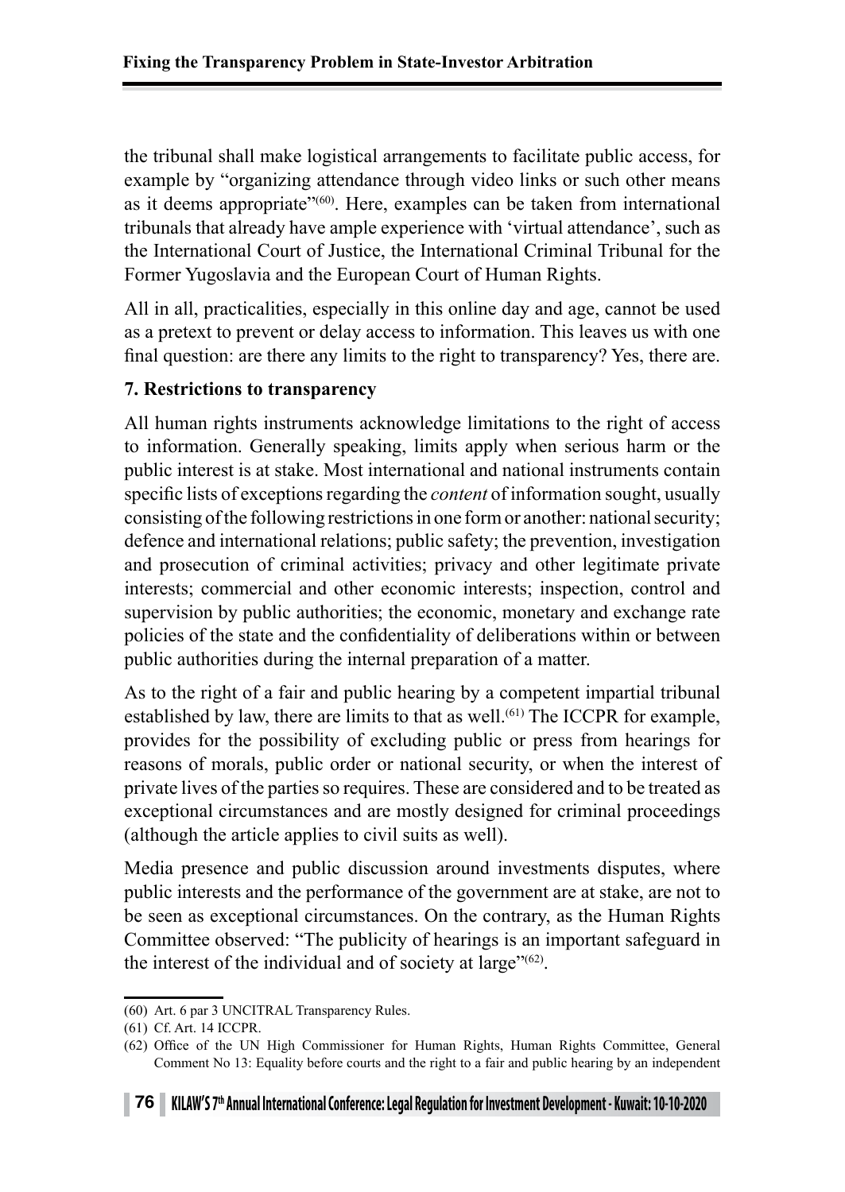the tribunal shall make logistical arrangements to facilitate public access, for example by "organizing attendance through video links or such other means as it deems appropriate"[(60)]. Here, examples can be taken from international tribunals that already have ample experience with 'virtual attendance', such as the International Court of Justice, the International Criminal Tribunal for the Former Yugoslavia and the European Court of Human Rights.

All in all, practicalities, especially in this online day and age, cannot be used as a pretext to prevent or delay access to information. This leaves us with one final question: are there any limits to the right to transparency? Yes, there are.

### 7. Restrictions to transparency

All human rights instruments acknowledge limitations to the right of access to information. Generally speaking, limits apply when serious harm or the public interest is at stake. Most international and national instruments contain specific lists of exceptions regarding the *content* of information sought, usually consisting of the following restrictions in one form or another: national security; defence and international relations; public safety; the prevention, investigation and prosecution of criminal activities; privacy and other legitimate private interests; commercial and other economic interests; inspection, control and supervision by public authorities; the economic, monetary and exchange rate policies of the state and the confidentiality of deliberations within or between public authorities during the internal preparation of a matter.

As to the right of a fair and public hearing by a competent impartial tribunal established by law, there are limits to that as well.[(61)] The ICCPR for example, provides for the possibility of excluding public or press from hearings for reasons of morals, public order or national security, or when the interest of private lives of the parties so requires. These are considered and to be treated as exceptional circumstances and are mostly designed for criminal proceedings (although the article applies to civil suits as well).

Media presence and public discussion around investments disputes, where public interests and the performance of the government are at stake, are not to be seen as exceptional circumstances. On the contrary, as the Human Rights Committee observed: "The publicity of hearings is an important safeguard in the interest of the individual and of society at large"[(62)].

---

(60) Art. 6 par 3 UNCITRAL Transparency Rules.

(61) Cf. Art. 14 ICCPR.

(62) Office of the UN High Commissioner for Human Rights, Human Rights Committee, General Comment No 13: Equality before courts and the right to a fair and public hearing by an independent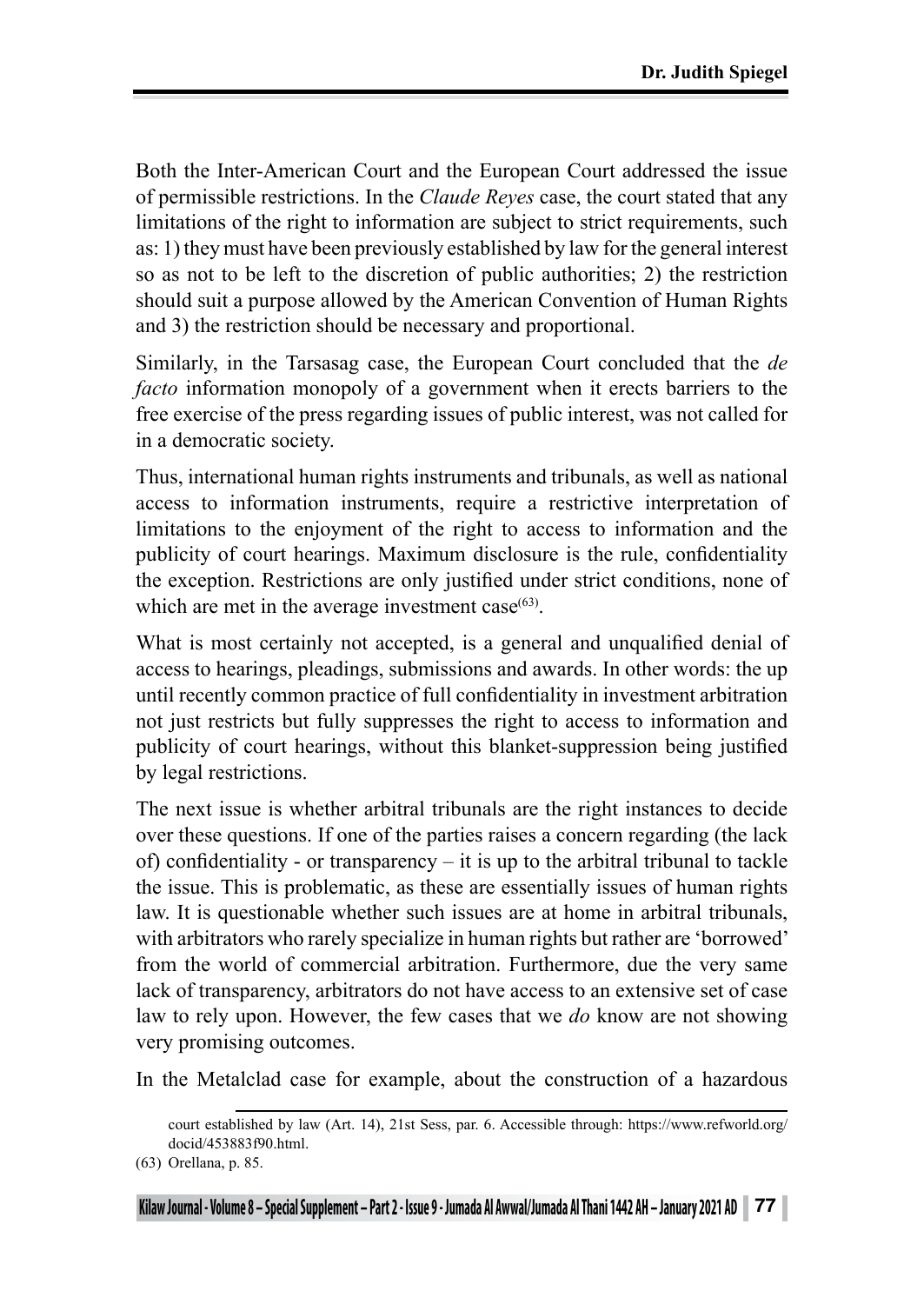Both the Inter-American Court and the European Court addressed the issue of permissible restrictions. In the *Claude Reyes* case, the court stated that any limitations of the right to information are subject to strict requirements, such as: 1) they must have been previously established by law for the general interest so as not to be left to the discretion of public authorities; 2) the restriction should suit a purpose allowed by the American Convention of Human Rights and 3) the restriction should be necessary and proportional.

Similarly, in the Tarsasag case, the European Court concluded that the *de facto* information monopoly of a government when it erects barriers to the free exercise of the press regarding issues of public interest, was not called for in a democratic society.

Thus, international human rights instruments and tribunals, as well as national access to information instruments, require a restrictive interpretation of limitations to the enjoyment of the right to access to information and the publicity of court hearings. Maximum disclosure is the rule, confidentiality the exception. Restrictions are only justified under strict conditions, none of which are met in the average investment case(63).

What is most certainly not accepted, is a general and unqualified denial of access to hearings, pleadings, submissions and awards. In other words: the up until recently common practice of full confidentiality in investment arbitration not just restricts but fully suppresses the right to access to information and publicity of court hearings, without this blanket-suppression being justified by legal restrictions.

The next issue is whether arbitral tribunals are the right instances to decide over these questions. If one of the parties raises a concern regarding (the lack of) confidentiality - or transparency – it is up to the arbitral tribunal to tackle the issue. This is problematic, as these are essentially issues of human rights law. It is questionable whether such issues are at home in arbitral tribunals, with arbitrators who rarely specialize in human rights but rather are 'borrowed' from the world of commercial arbitration. Furthermore, due the very same lack of transparency, arbitrators do not have access to an extensive set of case law to rely upon. However, the few cases that we *do* know are not showing very promising outcomes.

In the Metalclad case for example, about the construction of a hazardous

court established by law (Art. 14), 21st Sess, par. 6. Accessible through: https://www.refworld.org/docid/453883f90.html.

(63) Orellana, p. 85.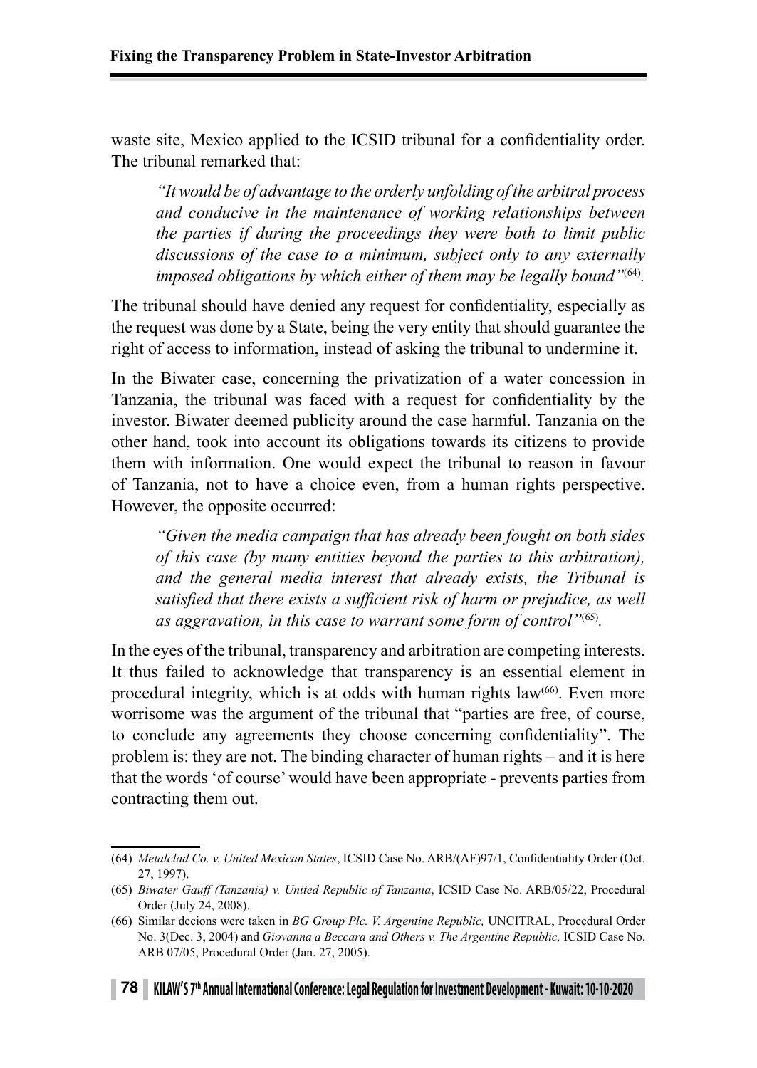waste site, Mexico applied to the ICSID tribunal for a confidentiality order. The tribunal remarked that:

> *"It would be of advantage to the orderly unfolding of the arbitral process and conducive in the maintenance of working relationships between the parties if during the proceedings they were both to limit public discussions of the case to a minimum, subject only to any externally imposed obligations by which either of them may be legally bound"*(64).

The tribunal should have denied any request for confidentiality, especially as the request was done by a State, being the very entity that should guarantee the right of access to information, instead of asking the tribunal to undermine it.

In the Biwater case, concerning the privatization of a water concession in Tanzania, the tribunal was faced with a request for confidentiality by the investor. Biwater deemed publicity around the case harmful. Tanzania on the other hand, took into account its obligations towards its citizens to provide them with information. One would expect the tribunal to reason in favour of Tanzania, not to have a choice even, from a human rights perspective. However, the opposite occurred:

> *"Given the media campaign that has already been fought on both sides of this case (by many entities beyond the parties to this arbitration), and the general media interest that already exists, the Tribunal is satisfied that there exists a sufficient risk of harm or prejudice, as well as aggravation, in this case to warrant some form of control"*(65).

In the eyes of the tribunal, transparency and arbitration are competing interests. It thus failed to acknowledge that transparency is an essential element in procedural integrity, which is at odds with human rights law(66). Even more worrisome was the argument of the tribunal that "parties are free, of course, to conclude any agreements they choose concerning confidentiality". The problem is: they are not. The binding character of human rights – and it is here that the words 'of course' would have been appropriate - prevents parties from contracting them out.

---

(64) *Metalclad Co. v. United Mexican States*, ICSID Case No. ARB/(AF)97/1, Confidentiality Order (Oct. 27, 1997).

(65) *Biwater Gauff (Tanzania) v. United Republic of Tanzania*, ICSID Case No. ARB/05/22, Procedural Order (July 24, 2008).

(66) Similar decions were taken in *BG Group Plc. V. Argentine Republic,* UNCITRAL, Procedural Order No. 3(Dec. 3, 2004) and *Giovanna a Beccara and Others v. The Argentine Republic,* ICSID Case No. ARB 07/05, Procedural Order (Jan. 27, 2005).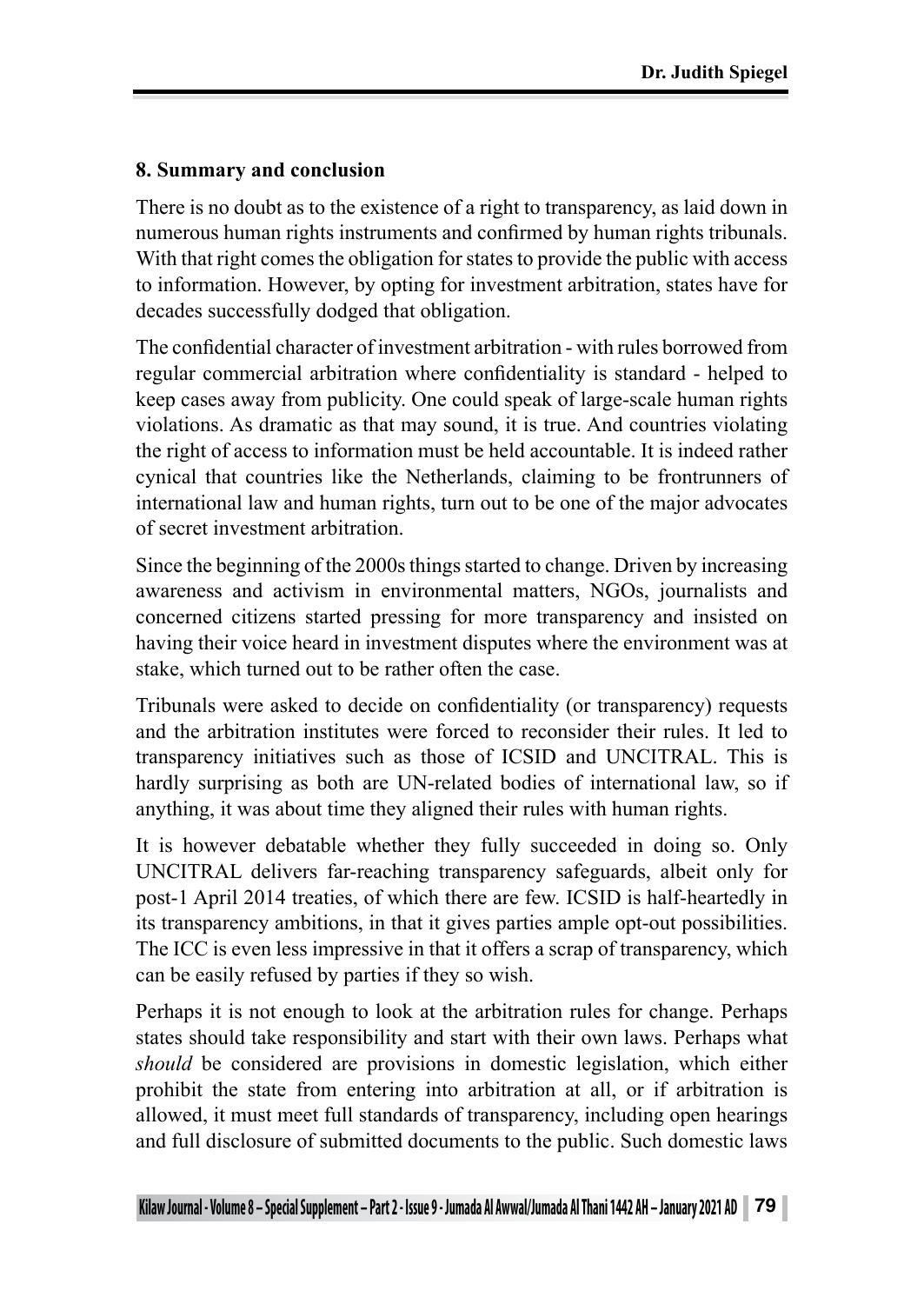## 8. Summary and conclusion

There is no doubt as to the existence of a right to transparency, as laid down in numerous human rights instruments and confirmed by human rights tribunals. With that right comes the obligation for states to provide the public with access to information. However, by opting for investment arbitration, states have for decades successfully dodged that obligation.

The confidential character of investment arbitration - with rules borrowed from regular commercial arbitration where confidentiality is standard - helped to keep cases away from publicity. One could speak of large-scale human rights violations. As dramatic as that may sound, it is true. And countries violating the right of access to information must be held accountable. It is indeed rather cynical that countries like the Netherlands, claiming to be frontrunners of international law and human rights, turn out to be one of the major advocates of secret investment arbitration.

Since the beginning of the 2000s things started to change. Driven by increasing awareness and activism in environmental matters, NGOs, journalists and concerned citizens started pressing for more transparency and insisted on having their voice heard in investment disputes where the environment was at stake, which turned out to be rather often the case.

Tribunals were asked to decide on confidentiality (or transparency) requests and the arbitration institutes were forced to reconsider their rules. It led to transparency initiatives such as those of ICSID and UNCITRAL. This is hardly surprising as both are UN-related bodies of international law, so if anything, it was about time they aligned their rules with human rights.

It is however debatable whether they fully succeeded in doing so. Only UNCITRAL delivers far-reaching transparency safeguards, albeit only for post-1 April 2014 treaties, of which there are few. ICSID is half-heartedly in its transparency ambitions, in that it gives parties ample opt-out possibilities. The ICC is even less impressive in that it offers a scrap of transparency, which can be easily refused by parties if they so wish.

Perhaps it is not enough to look at the arbitration rules for change. Perhaps states should take responsibility and start with their own laws. Perhaps what *should* be considered are provisions in domestic legislation, which either prohibit the state from entering into arbitration at all, or if arbitration is allowed, it must meet full standards of transparency, including open hearings and full disclosure of submitted documents to the public. Such domestic laws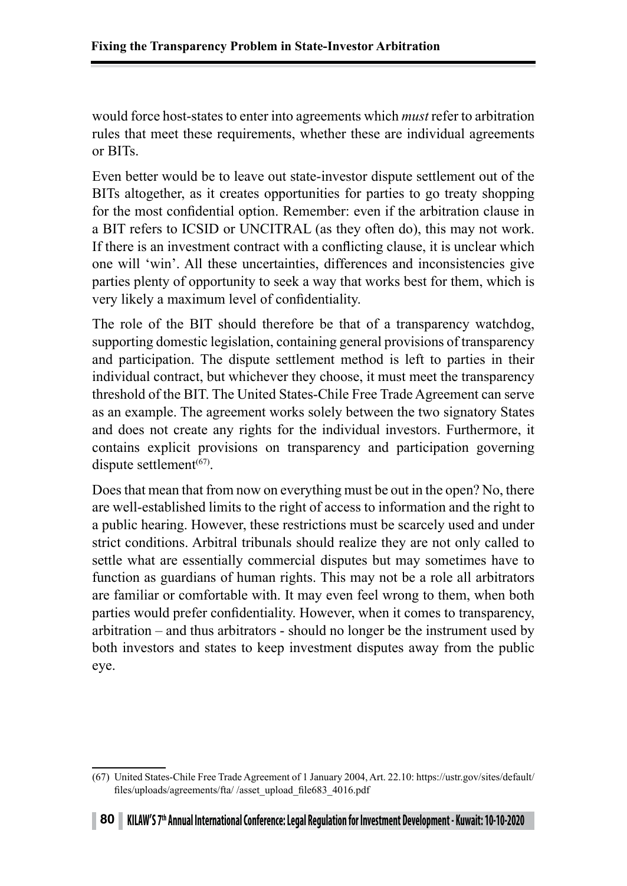would force host-states to enter into agreements which *must* refer to arbitration rules that meet these requirements, whether these are individual agreements or BITs.

Even better would be to leave out state-investor dispute settlement out of the BITs altogether, as it creates opportunities for parties to go treaty shopping for the most confidential option. Remember: even if the arbitration clause in a BIT refers to ICSID or UNCITRAL (as they often do), this may not work. If there is an investment contract with a conflicting clause, it is unclear which one will 'win'. All these uncertainties, differences and inconsistencies give parties plenty of opportunity to seek a way that works best for them, which is very likely a maximum level of confidentiality.

The role of the BIT should therefore be that of a transparency watchdog, supporting domestic legislation, containing general provisions of transparency and participation. The dispute settlement method is left to parties in their individual contract, but whichever they choose, it must meet the transparency threshold of the BIT. The United States-Chile Free Trade Agreement can serve as an example. The agreement works solely between the two signatory States and does not create any rights for the individual investors. Furthermore, it contains explicit provisions on transparency and participation governing dispute settlement[67].

Does that mean that from now on everything must be out in the open? No, there are well-established limits to the right of access to information and the right to a public hearing. However, these restrictions must be scarcely used and under strict conditions. Arbitral tribunals should realize they are not only called to settle what are essentially commercial disputes but may sometimes have to function as guardians of human rights. This may not be a role all arbitrators are familiar or comfortable with. It may even feel wrong to them, when both parties would prefer confidentiality. However, when it comes to transparency, arbitration – and thus arbitrators - should no longer be the instrument used by both investors and states to keep investment disputes away from the public eye.

(67) United States-Chile Free Trade Agreement of 1 January 2004, Art. 22.10: https://ustr.gov/sites/default/files/uploads/agreements/fta/ /asset_upload_file683_4016.pdf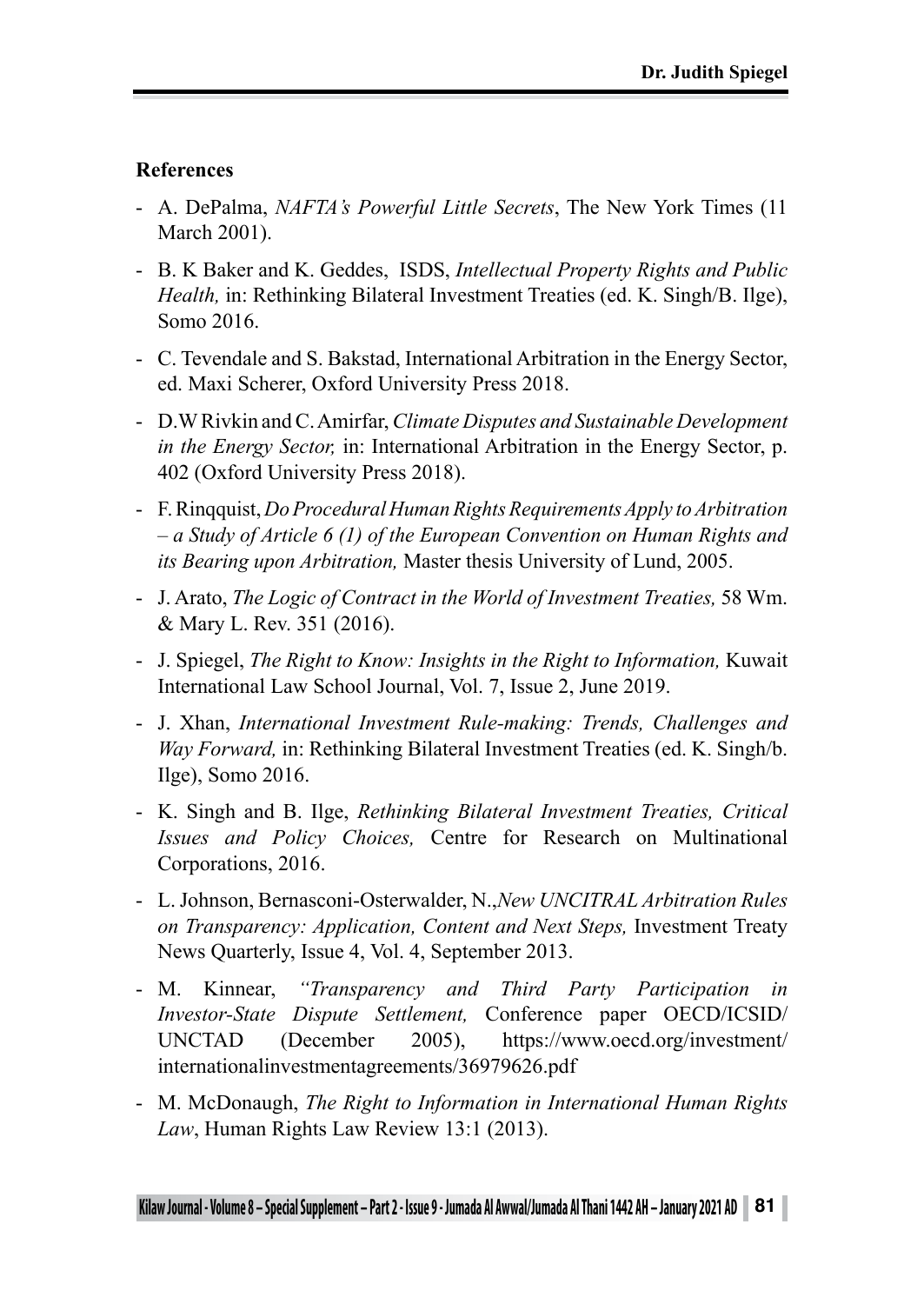**References**

- A. DePalma, *NAFTA's Powerful Little Secrets*, The New York Times (11 March 2001).
- B. K Baker and K. Geddes, ISDS, *Intellectual Property Rights and Public Health,* in: Rethinking Bilateral Investment Treaties (ed. K. Singh/B. Ilge), Somo 2016.
- C. Tevendale and S. Bakstad, International Arbitration in the Energy Sector, ed. Maxi Scherer, Oxford University Press 2018.
- D.W Rivkin and C. Amirfar, *Climate Disputes and Sustainable Development in the Energy Sector,* in: International Arbitration in the Energy Sector, p. 402 (Oxford University Press 2018).
- F. Rinqquist, *Do Procedural Human Rights Requirements Apply to Arbitration – a Study of Article 6 (1) of the European Convention on Human Rights and its Bearing upon Arbitration,* Master thesis University of Lund, 2005.
- J. Arato, *The Logic of Contract in the World of Investment Treaties,* 58 Wm. & Mary L. Rev. 351 (2016).
- J. Spiegel, *The Right to Know: Insights in the Right to Information,* Kuwait International Law School Journal, Vol. 7, Issue 2, June 2019.
- J. Xhan, *International Investment Rule-making: Trends, Challenges and Way Forward,* in: Rethinking Bilateral Investment Treaties (ed. K. Singh/b. Ilge), Somo 2016.
- K. Singh and B. Ilge, *Rethinking Bilateral Investment Treaties, Critical Issues and Policy Choices,* Centre for Research on Multinational Corporations, 2016.
- L. Johnson, Bernasconi-Osterwalder, N.,*New UNCITRAL Arbitration Rules on Transparency: Application, Content and Next Steps,* Investment Treaty News Quarterly, Issue 4, Vol. 4, September 2013.
- M. Kinnear, *"Transparency and Third Party Participation in Investor-State Dispute Settlement,* Conference paper OECD/ICSID/UNCTAD (December 2005), https://www.oecd.org/investment/internationalinvestmentagreements/36979626.pdf
- M. McDonaugh, *The Right to Information in International Human Rights Law*, Human Rights Law Review 13:1 (2013).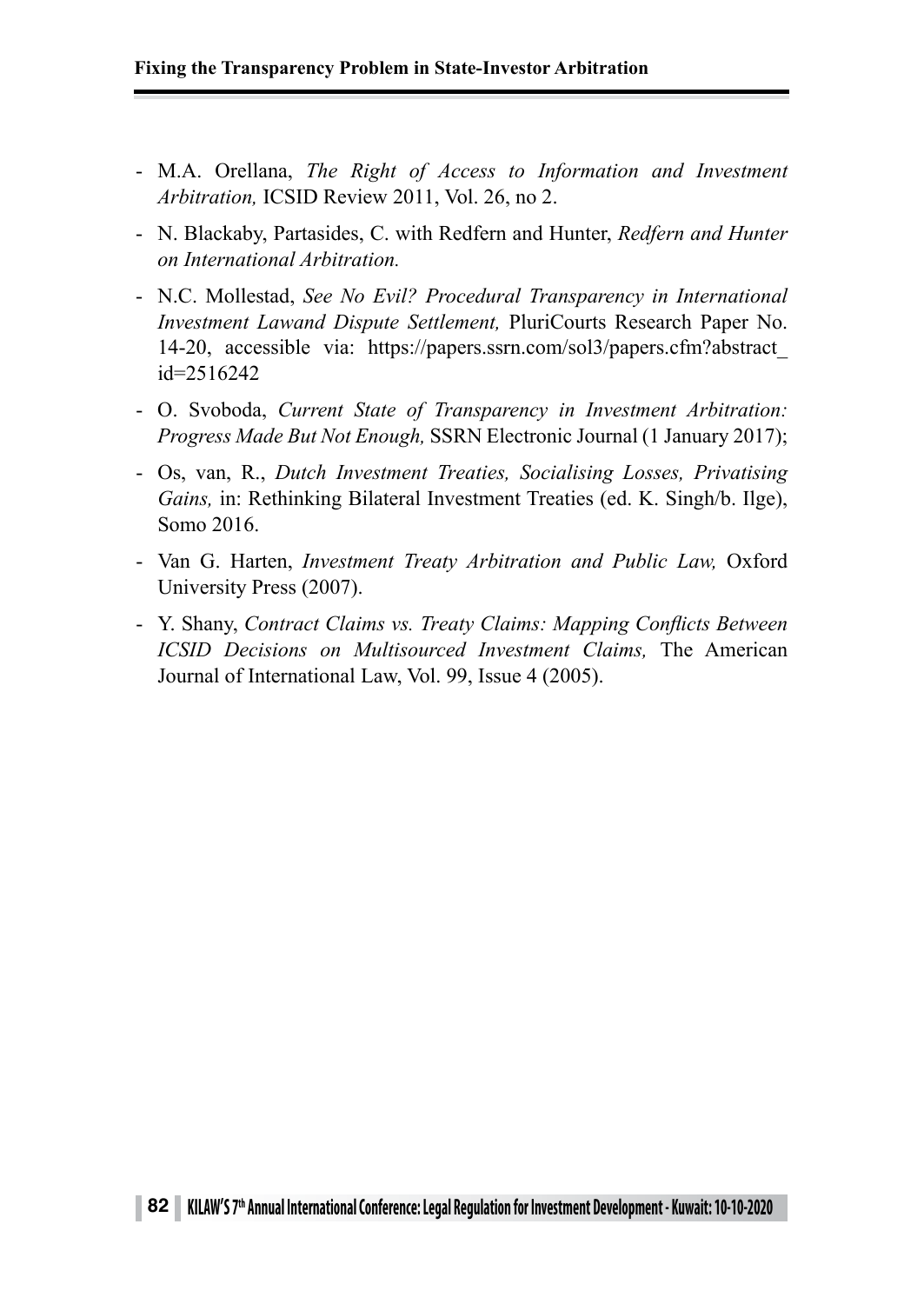- M.A. Orellana, *The Right of Access to Information and Investment Arbitration,* ICSID Review 2011, Vol. 26, no 2.
- N. Blackaby, Partasides, C. with Redfern and Hunter, *Redfern and Hunter on International Arbitration.*
- N.C. Mollestad, *See No Evil? Procedural Transparency in International Investment Lawand Dispute Settlement,* PluriCourts Research Paper No. 14-20, accessible via: https://papers.ssrn.com/sol3/papers.cfm?abstract_id=2516242
- O. Svoboda, *Current State of Transparency in Investment Arbitration: Progress Made But Not Enough,* SSRN Electronic Journal (1 January 2017);
- Os, van, R., *Dutch Investment Treaties, Socialising Losses, Privatising Gains,* in: Rethinking Bilateral Investment Treaties (ed. K. Singh/b. Ilge), Somo 2016.
- Van G. Harten, *Investment Treaty Arbitration and Public Law,* Oxford University Press (2007).
- Y. Shany, *Contract Claims vs. Treaty Claims: Mapping Conflicts Between ICSID Decisions on Multisourced Investment Claims,* The American Journal of International Law, Vol. 99, Issue 4 (2005).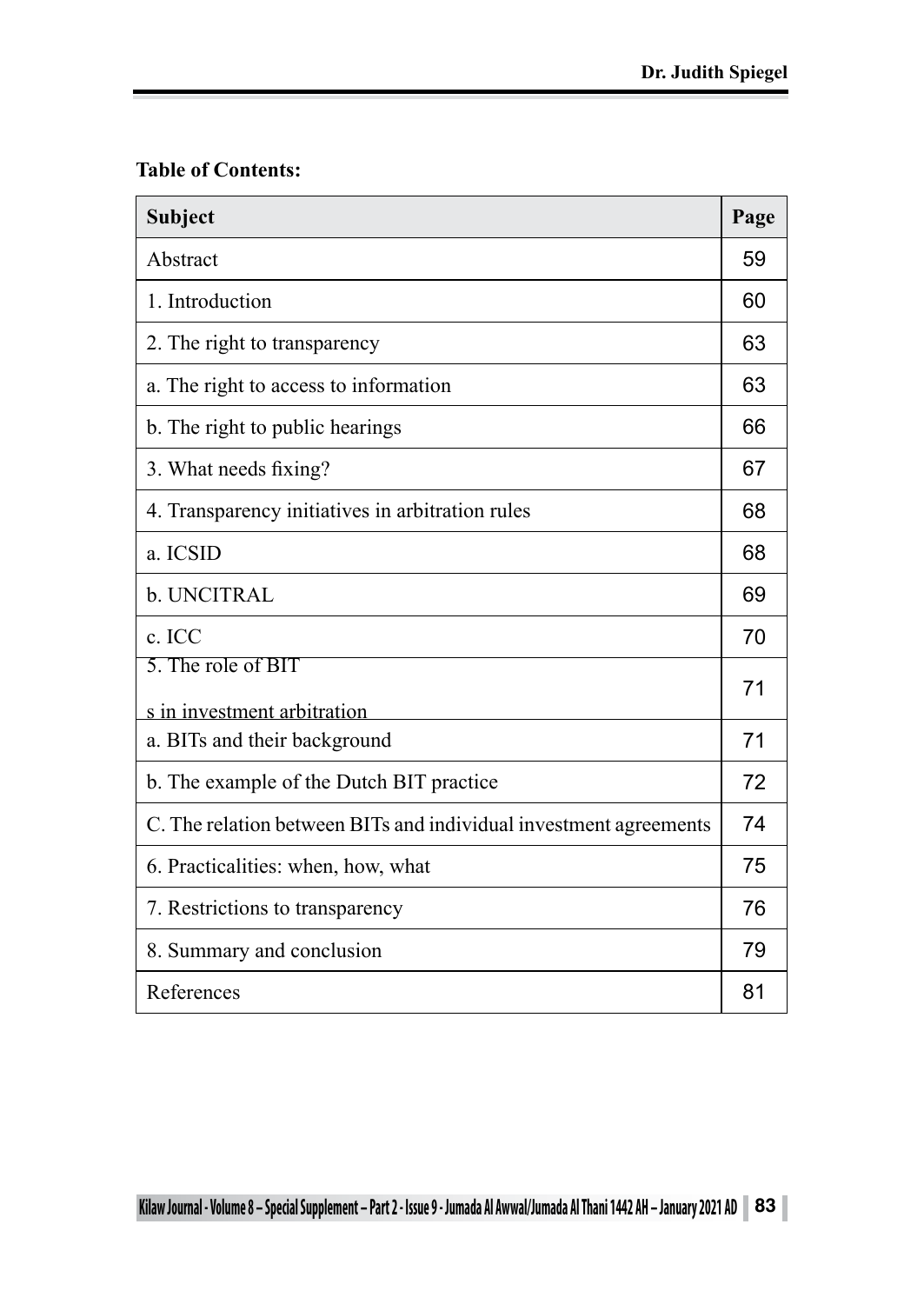**Table of Contents:**

| Subject | Page |
|---|---|
| Abstract | 59 |
| 1. Introduction | 60 |
| 2. The right to transparency | 63 |
| a. The right to access to information | 63 |
| b. The right to public hearings | 66 |
| 3. What needs fixing? | 67 |
| 4. Transparency initiatives in arbitration rules | 68 |
| a. ICSID | 68 |
| b. UNCITRAL | 69 |
| c. ICC | 70 |
| 5. The role of BITs in investment arbitration | 71 |
| a. BITs and their background | 71 |
| b. The example of the Dutch BIT practice | 72 |
| C. The relation between BITs and individual investment agreements | 74 |
| 6. Practicalities: when, how, what | 75 |
| 7. Restrictions to transparency | 76 |
| 8. Summary and conclusion | 79 |
| References | 81 |